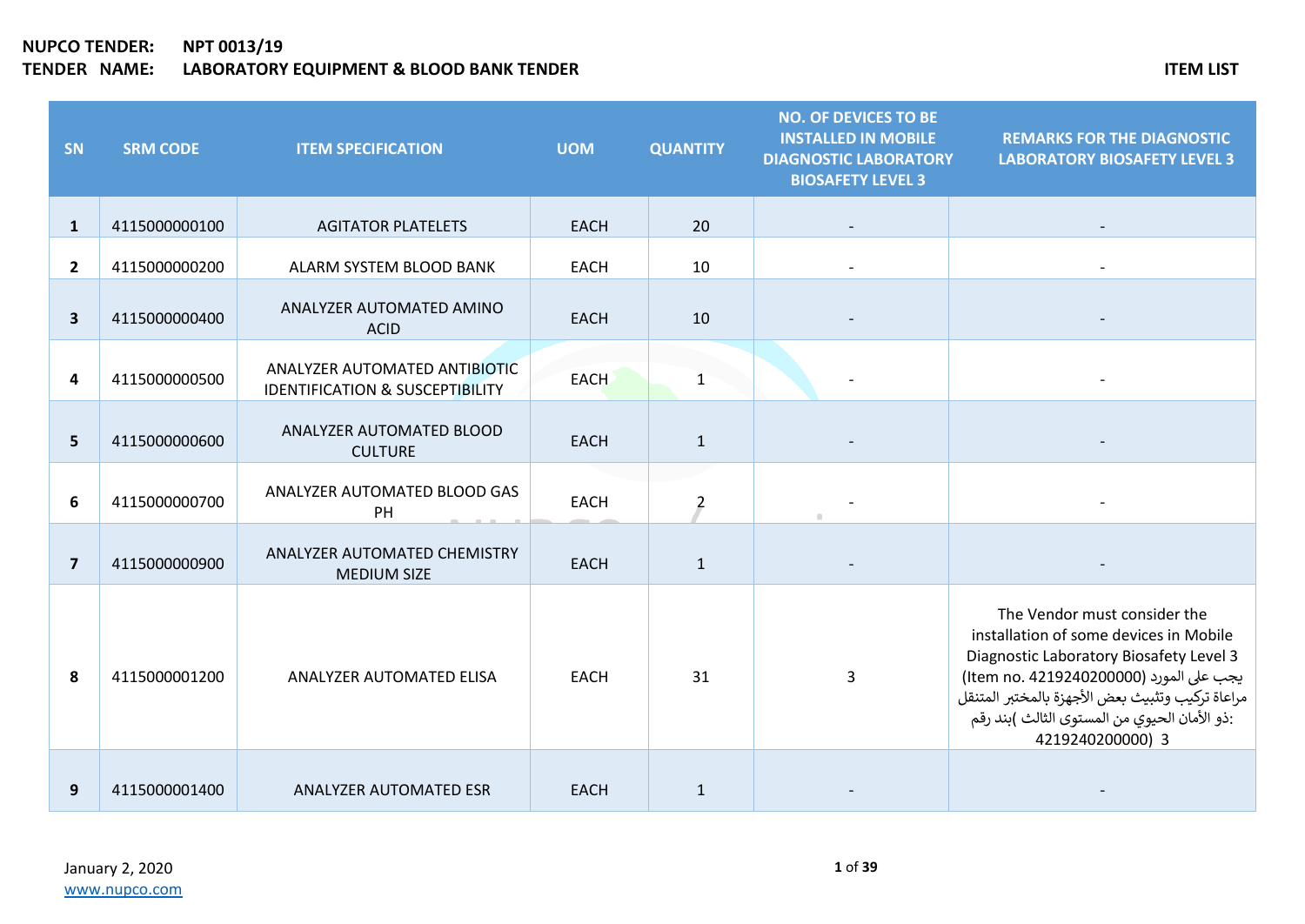**NUPCO TENDER:** NPT 0013/19
**TENDER NAME:** LABORATORY EQUIPMENT & BLOOD BANK TENDER

**ITEM LIST**

| SN | SRM CODE | ITEM SPECIFICATION | UOM | QUANTITY | NO. OF DEVICES TO BE INSTALLED IN MOBILE DIAGNOSTIC LABORATORY BIOSAFETY LEVEL 3 | REMARKS FOR THE DIAGNOSTIC LABORATORY BIOSAFETY LEVEL 3 |
|---|---|---|---|---|---|---|
| 1 | 4115000000100 | AGITATOR PLATELETS | EACH | 20 | - | - |
| 2 | 4115000000200 | ALARM SYSTEM BLOOD BANK | EACH | 10 | - | - |
| 3 | 4115000000400 | ANALYZER AUTOMATED AMINO ACID | EACH | 10 | - | - |
| 4 | 4115000000500 | ANALYZER AUTOMATED ANTIBIOTIC IDENTIFICATION & SUSCEPTIBILITY | EACH | 1 | - | - |
| 5 | 4115000000600 | ANALYZER AUTOMATED BLOOD CULTURE | EACH | 1 | - | - |
| 6 | 4115000000700 | ANALYZER AUTOMATED BLOOD GAS PH | EACH | 2 | - | - |
| 7 | 4115000000900 | ANALYZER AUTOMATED CHEMISTRY MEDIUM SIZE | EACH | 1 | - | - |
| 8 | 4115000001200 | ANALYZER AUTOMATED ELISA | EACH | 31 | 3 | The Vendor must consider the installation of some devices in Mobile Diagnostic Laboratory Biosafety Level 3 (Item no. 4219240200000) يجب على المورد مراعاة تركيب وتثبيت بعض الأجهزة بالمختبر المتنقل ذو الأمان الحيوي من المستوى الثالث )بند رقم: 4219240200000) 3 |
| 9 | 4115000001400 | ANALYZER AUTOMATED ESR | EACH | 1 | - | - |

January 2, 2020
www.nupco.com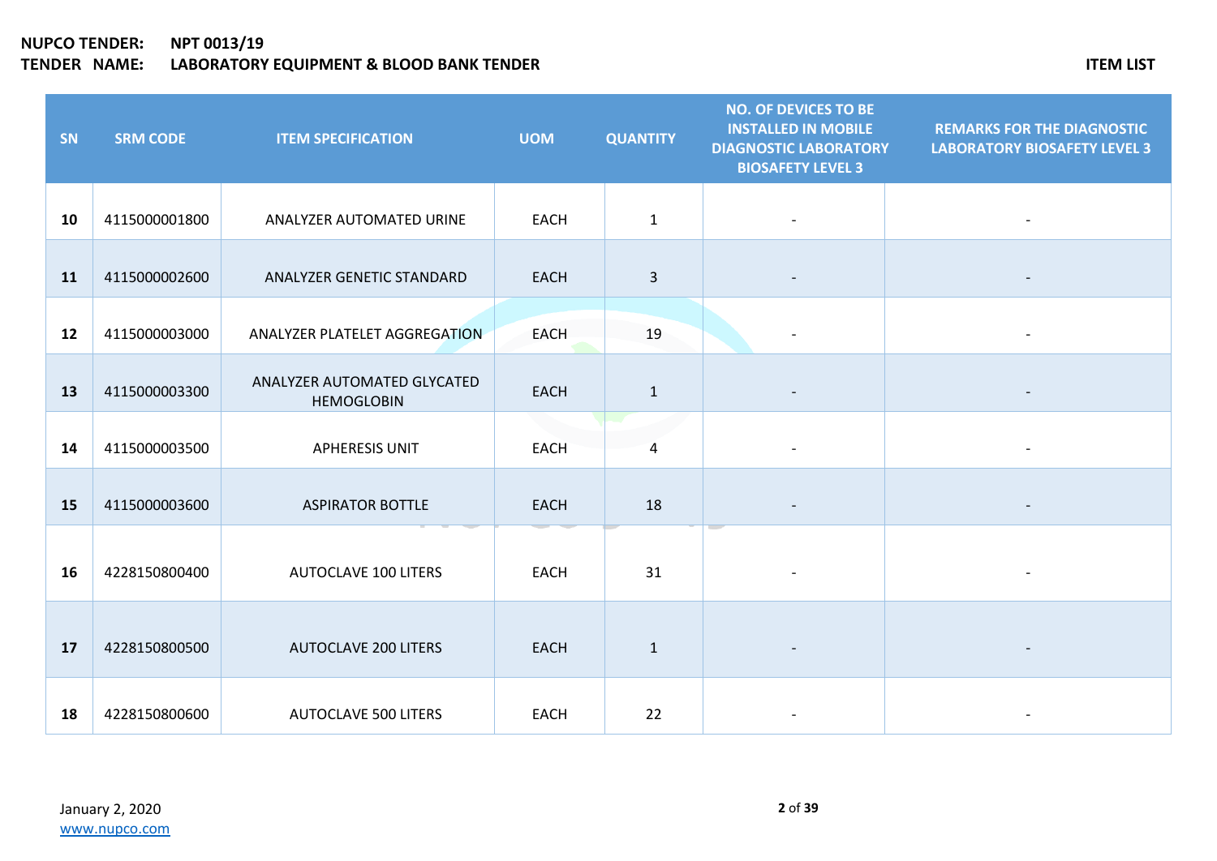| SN | SRM CODE | ITEM SPECIFICATION | UOM | QUANTITY | NO. OF DEVICES TO BE INSTALLED IN MOBILE DIAGNOSTIC LABORATORY BIOSAFETY LEVEL 3 | REMARKS FOR THE DIAGNOSTIC LABORATORY BIOSAFETY LEVEL 3 |
|---|---|---|---|---|---|---|
| **10** | 4115000001800 | ANALYZER AUTOMATED URINE | EACH | 1 | - | - |
| **11** | 4115000002600 | ANALYZER GENETIC STANDARD | EACH | 3 | - | - |
| **12** | 4115000003000 | ANALYZER PLATELET AGGREGATION | EACH | 19 | - | - |
| **13** | 4115000003300 | ANALYZER AUTOMATED GLYCATED HEMOGLOBIN | EACH | 1 | - | - |
| **14** | 4115000003500 | APHERESIS UNIT | EACH | 4 | - | - |
| **15** | 4115000003600 | ASPIRATOR BOTTLE | EACH | 18 | - | - |
| **16** | 4228150800400 | AUTOCLAVE 100 LITERS | EACH | 31 | - | - |
| **17** | 4228150800500 | AUTOCLAVE 200 LITERS | EACH | 1 | - | - |
| **18** | 4228150800600 | AUTOCLAVE 500 LITERS | EACH | 22 | - | - |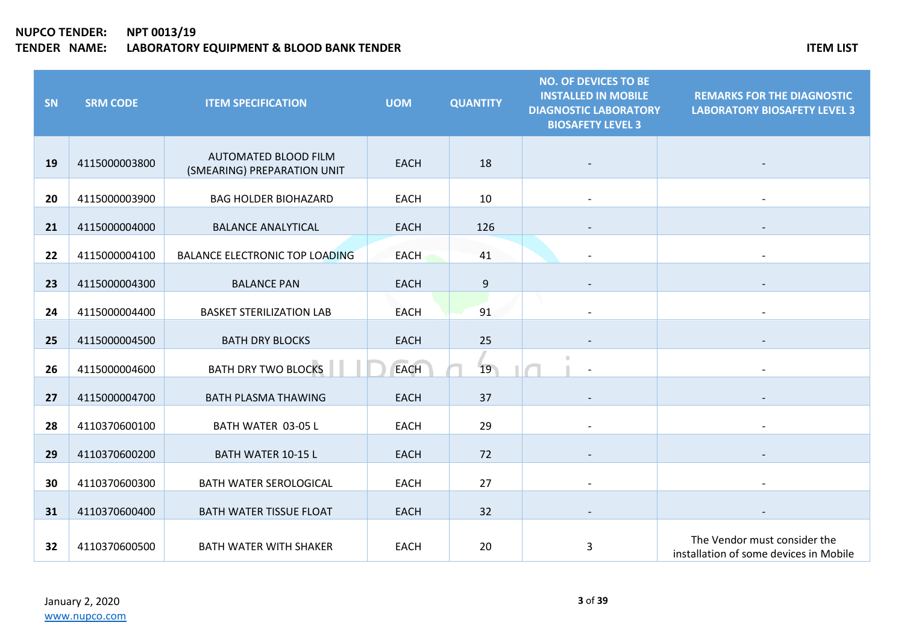**NUPCO TENDER:** NPT 0013/19
**TENDER NAME:** LABORATORY EQUIPMENT & BLOOD BANK TENDER

**ITEM LIST**

| SN | SRM CODE | ITEM SPECIFICATION | UOM | QUANTITY | NO. OF DEVICES TO BE INSTALLED IN MOBILE DIAGNOSTIC LABORATORY BIOSAFETY LEVEL 3 | REMARKS FOR THE DIAGNOSTIC LABORATORY BIOSAFETY LEVEL 3 |
|---|---|---|---|---|---|---|
| 19 | 4115000003800 | AUTOMATED BLOOD FILM (SMEARING) PREPARATION UNIT | EACH | 18 | - | - |
| 20 | 4115000003900 | BAG HOLDER BIOHAZARD | EACH | 10 | - | - |
| 21 | 4115000004000 | BALANCE ANALYTICAL | EACH | 126 | - | - |
| 22 | 4115000004100 | BALANCE ELECTRONIC TOP LOADING | EACH | 41 | - | - |
| 23 | 4115000004300 | BALANCE PAN | EACH | 9 | - | - |
| 24 | 4115000004400 | BASKET STERILIZATION LAB | EACH | 91 | - | - |
| 25 | 4115000004500 | BATH DRY BLOCKS | EACH | 25 | - | - |
| 26 | 4115000004600 | BATH DRY TWO BLOCKS | EACH | 19 | - | - |
| 27 | 4115000004700 | BATH PLASMA THAWING | EACH | 37 | - | - |
| 28 | 4110370600100 | BATH WATER 03-05 L | EACH | 29 | - | - |
| 29 | 4110370600200 | BATH WATER 10-15 L | EACH | 72 | - | - |
| 30 | 4110370600300 | BATH WATER SEROLOGICAL | EACH | 27 | - | - |
| 31 | 4110370600400 | BATH WATER TISSUE FLOAT | EACH | 32 | - | - |
| 32 | 4110370600500 | BATH WATER WITH SHAKER | EACH | 20 | 3 | The Vendor must consider the installation of some devices in Mobile |

January 2, 2020
www.nupco.com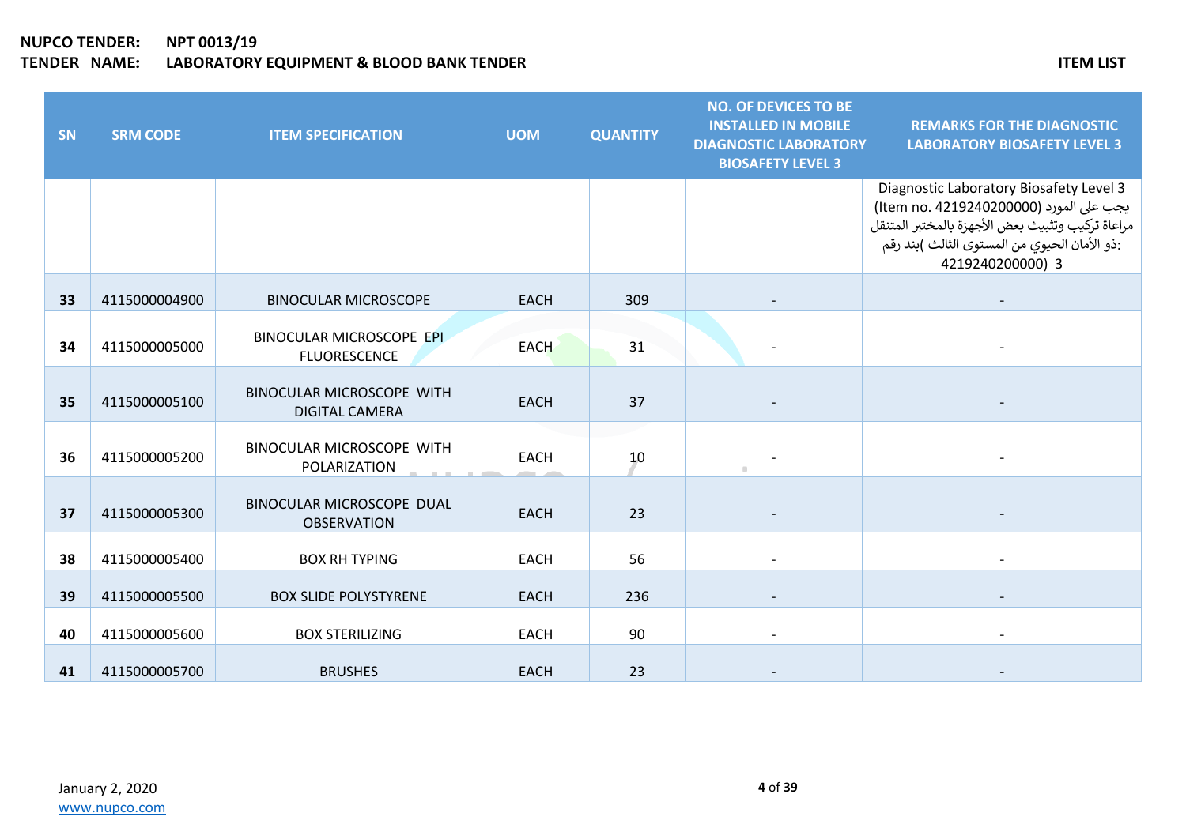**NUPCO TENDER:** NPT 0013/19
**TENDER NAME:** LABORATORY EQUIPMENT & BLOOD BANK TENDER

**ITEM LIST**

| SN | SRM CODE | ITEM SPECIFICATION | UOM | QUANTITY | NO. OF DEVICES TO BE INSTALLED IN MOBILE DIAGNOSTIC LABORATORY BIOSAFETY LEVEL 3 | REMARKS FOR THE DIAGNOSTIC LABORATORY BIOSAFETY LEVEL 3 |
|---|---|---|---|---|---|---|
| | | | | | | Diagnostic Laboratory Biosafety Level 3 (Item no. 4219240200000) يجب على المورد مراعاة تركيب وتثبيت بعض الأجهزة بالمختبر المتنقل ذو الأمان الحيوي من المستوى الثالث )بند رقم: 4219240200000) 3 |
| 33 | 4115000004900 | BINOCULAR MICROSCOPE | EACH | 309 | - | - |
| 34 | 4115000005000 | BINOCULAR MICROSCOPE EPI FLUORESCENCE | EACH | 31 | - | - |
| 35 | 4115000005100 | BINOCULAR MICROSCOPE WITH DIGITAL CAMERA | EACH | 37 | - | - |
| 36 | 4115000005200 | BINOCULAR MICROSCOPE WITH POLARIZATION | EACH | 10 | - | - |
| 37 | 4115000005300 | BINOCULAR MICROSCOPE DUAL OBSERVATION | EACH | 23 | - | - |
| 38 | 4115000005400 | BOX RH TYPING | EACH | 56 | - | - |
| 39 | 4115000005500 | BOX SLIDE POLYSTYRENE | EACH | 236 | - | - |
| 40 | 4115000005600 | BOX STERILIZING | EACH | 90 | - | - |
| 41 | 4115000005700 | BRUSHES | EACH | 23 | - | - |

January 2, 2020
www.nupco.com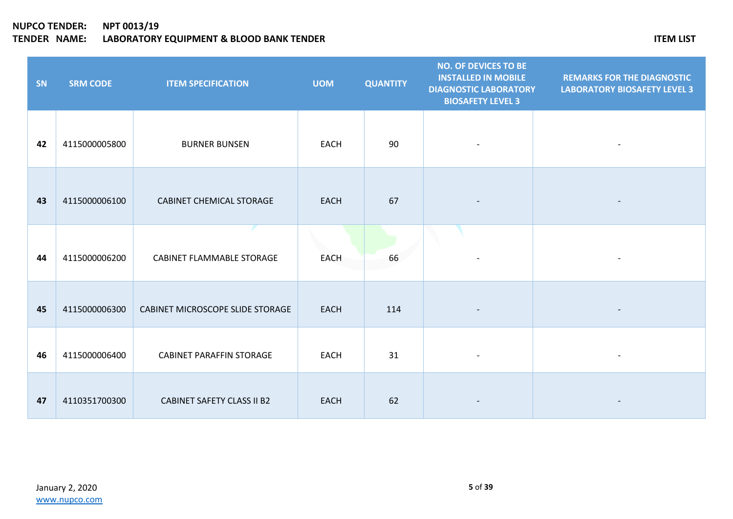| SN | SRM CODE | ITEM SPECIFICATION | UOM | QUANTITY | NO. OF DEVICES TO BE INSTALLED IN MOBILE DIAGNOSTIC LABORATORY BIOSAFETY LEVEL 3 | REMARKS FOR THE DIAGNOSTIC LABORATORY BIOSAFETY LEVEL 3 |
|---|---|---|---|---|---|---|
| **42** | 4115000005800 | BURNER BUNSEN | EACH | 90 | - | - |
| **43** | 4115000006100 | CABINET CHEMICAL STORAGE | EACH | 67 | - | - |
| **44** | 4115000006200 | CABINET FLAMMABLE STORAGE | EACH | 66 | - | - |
| **45** | 4115000006300 | CABINET MICROSCOPE SLIDE STORAGE | EACH | 114 | - | - |
| **46** | 4115000006400 | CABINET PARAFFIN STORAGE | EACH | 31 | - | - |
| **47** | 4110351700300 | CABINET SAFETY CLASS II B2 | EACH | 62 | - | - |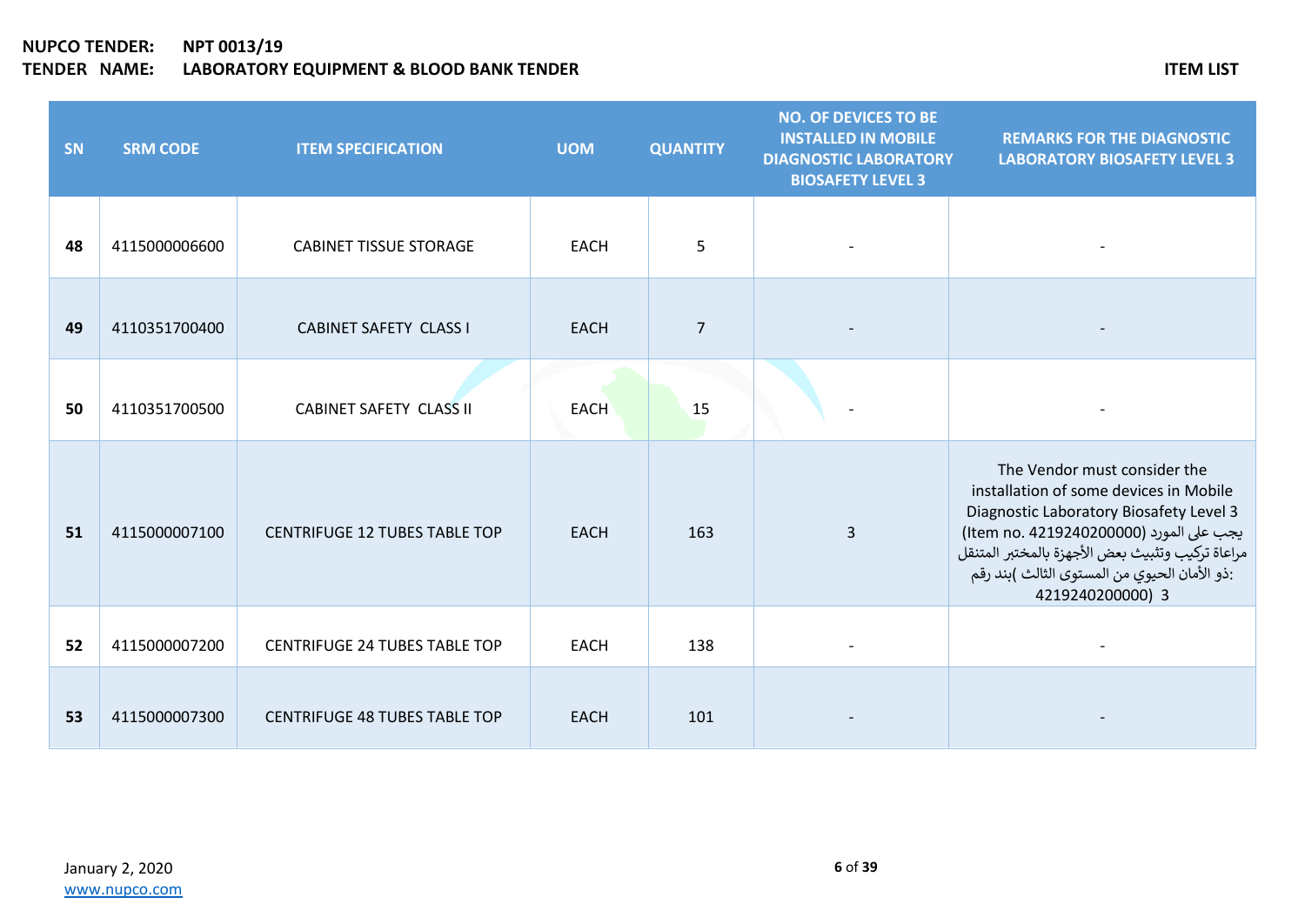**NUPCO TENDER:** NPT 0013/19
**TENDER NAME:** LABORATORY EQUIPMENT & BLOOD BANK TENDER

**ITEM LIST**

| SN | SRM CODE | ITEM SPECIFICATION | UOM | QUANTITY | NO. OF DEVICES TO BE INSTALLED IN MOBILE DIAGNOSTIC LABORATORY BIOSAFETY LEVEL 3 | REMARKS FOR THE DIAGNOSTIC LABORATORY BIOSAFETY LEVEL 3 |
|---|---|---|---|---|---|---|
| **48** | 4115000006600 | CABINET TISSUE STORAGE | EACH | 5 | - | - |
| **49** | 4110351700400 | CABINET SAFETY CLASS I | EACH | 7 | - | - |
| **50** | 4110351700500 | CABINET SAFETY CLASS II | EACH | 15 | - | - |
| **51** | 4115000007100 | CENTRIFUGE 12 TUBES TABLE TOP | EACH | 163 | 3 | The Vendor must consider the installation of some devices in Mobile Diagnostic Laboratory Biosafety Level 3 (Item no. 4219240200000) يجب على المورد مراعاة تركيب وتثبيت بعض الأجهزة بالمختبر المتنقل ذو الأمان الحيوي من المستوى الثالث )بند رقم: 4219240200000) 3 |
| **52** | 4115000007200 | CENTRIFUGE 24 TUBES TABLE TOP | EACH | 138 | - | - |
| **53** | 4115000007300 | CENTRIFUGE 48 TUBES TABLE TOP | EACH | 101 | - | - |

January 2, 2020
www.nupco.com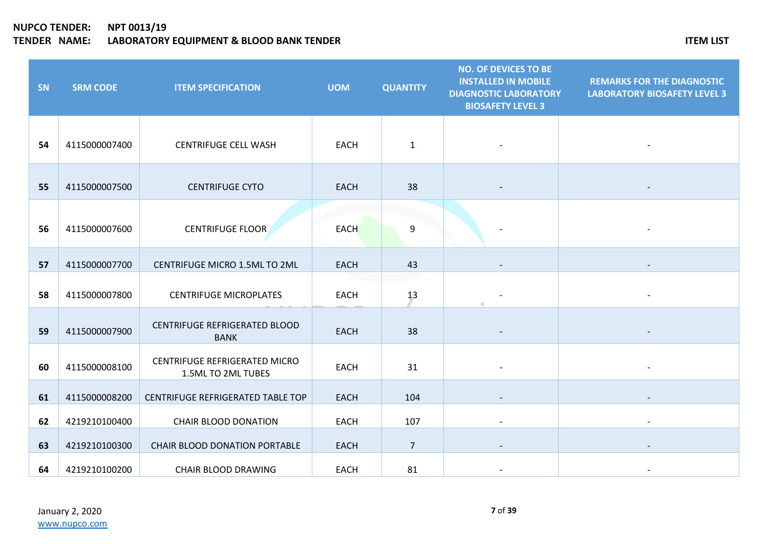| SN | SRM CODE | ITEM SPECIFICATION | UOM | QUANTITY | NO. OF DEVICES TO BE INSTALLED IN MOBILE DIAGNOSTIC LABORATORY BIOSAFETY LEVEL 3 | REMARKS FOR THE DIAGNOSTIC LABORATORY BIOSAFETY LEVEL 3 |
|---|---|---|---|---|---|---|
| **54** | 4115000007400 | CENTRIFUGE CELL WASH | EACH | 1 | - | - |
| **55** | 4115000007500 | CENTRIFUGE CYTO | EACH | 38 | - | - |
| **56** | 4115000007600 | CENTRIFUGE FLOOR | EACH | 9 | - | - |
| **57** | 4115000007700 | CENTRIFUGE MICRO 1.5ML TO 2ML | EACH | 43 | - | - |
| **58** | 4115000007800 | CENTRIFUGE MICROPLATES | EACH | 13 | - | - |
| **59** | 4115000007900 | CENTRIFUGE REFRIGERATED BLOOD BANK | EACH | 38 | - | - |
| **60** | 4115000008100 | CENTRIFUGE REFRIGERATED MICRO 1.5ML TO 2ML TUBES | EACH | 31 | - | - |
| **61** | 4115000008200 | CENTRIFUGE REFRIGERATED TABLE TOP | EACH | 104 | - | - |
| **62** | 4219210100400 | CHAIR BLOOD DONATION | EACH | 107 | - | - |
| **63** | 4219210100300 | CHAIR BLOOD DONATION PORTABLE | EACH | 7 | - | - |
| **64** | 4219210100200 | CHAIR BLOOD DRAWING | EACH | 81 | - | - |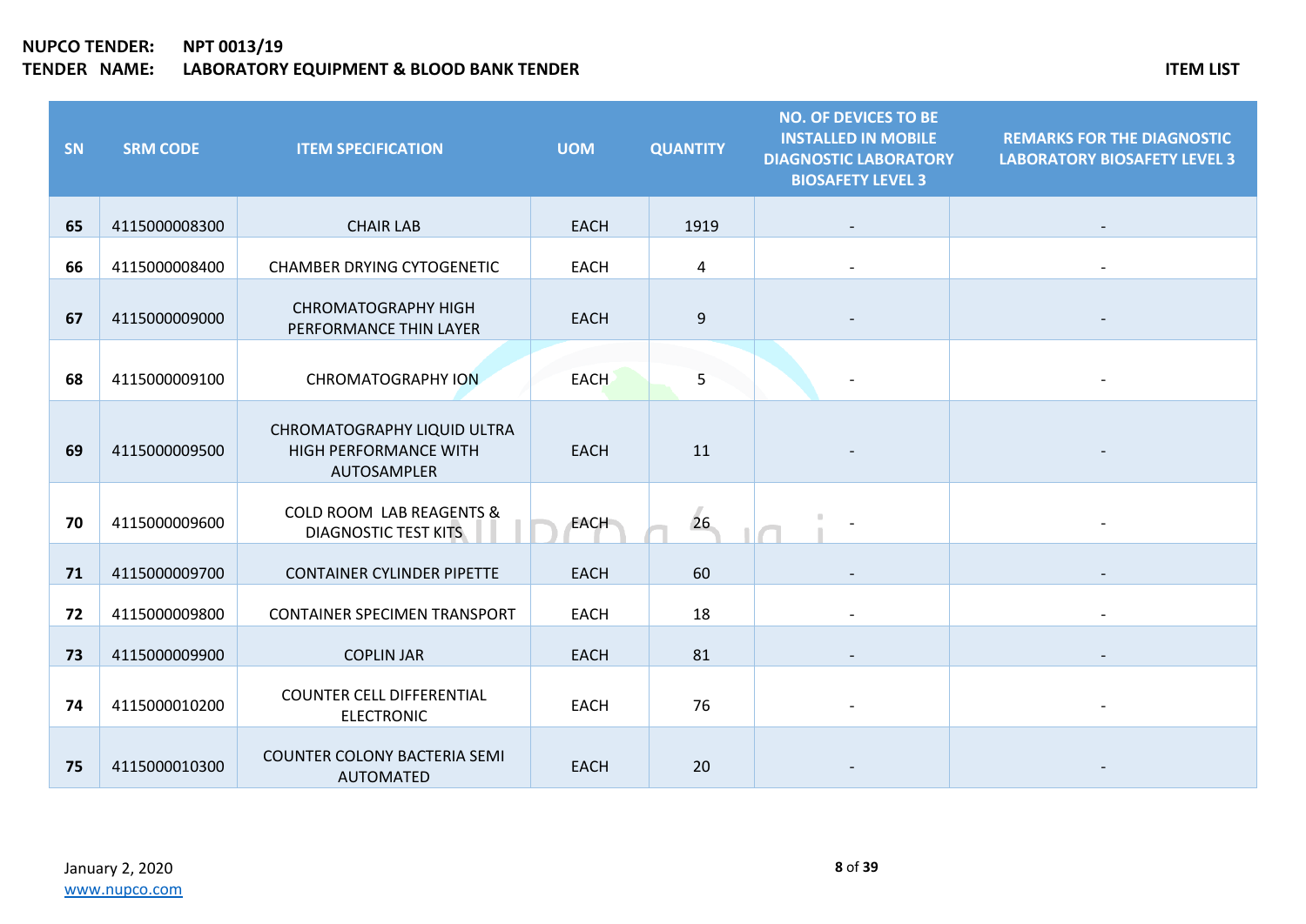**NUPCO TENDER:** **NPT 0013/19**
**TENDER NAME:** **LABORATORY EQUIPMENT & BLOOD BANK TENDER**

**ITEM LIST**

| SN | SRM CODE | ITEM SPECIFICATION | UOM | QUANTITY | NO. OF DEVICES TO BE INSTALLED IN MOBILE DIAGNOSTIC LABORATORY BIOSAFETY LEVEL 3 | REMARKS FOR THE DIAGNOSTIC LABORATORY BIOSAFETY LEVEL 3 |
|---|---|---|---|---|---|---|
| 65 | 4115000008300 | CHAIR LAB | EACH | 1919 | - | - |
| 66 | 4115000008400 | CHAMBER DRYING CYTOGENETIC | EACH | 4 | - | - |
| 67 | 4115000009000 | CHROMATOGRAPHY HIGH PERFORMANCE THIN LAYER | EACH | 9 | - | - |
| 68 | 4115000009100 | CHROMATOGRAPHY ION | EACH | 5 | - | - |
| 69 | 4115000009500 | CHROMATOGRAPHY LIQUID ULTRA HIGH PERFORMANCE WITH AUTOSAMPLER | EACH | 11 | - | - |
| 70 | 4115000009600 | COLD ROOM LAB REAGENTS & DIAGNOSTIC TEST KITS | EACH | 26 | - | - |
| 71 | 4115000009700 | CONTAINER CYLINDER PIPETTE | EACH | 60 | - | - |
| 72 | 4115000009800 | CONTAINER SPECIMEN TRANSPORT | EACH | 18 | - | - |
| 73 | 4115000009900 | COPLIN JAR | EACH | 81 | - | - |
| 74 | 4115000010200 | COUNTER CELL DIFFERENTIAL ELECTRONIC | EACH | 76 | - | - |
| 75 | 4115000010300 | COUNTER COLONY BACTERIA SEMI AUTOMATED | EACH | 20 | - | - |

January 2, 2020
www.nupco.com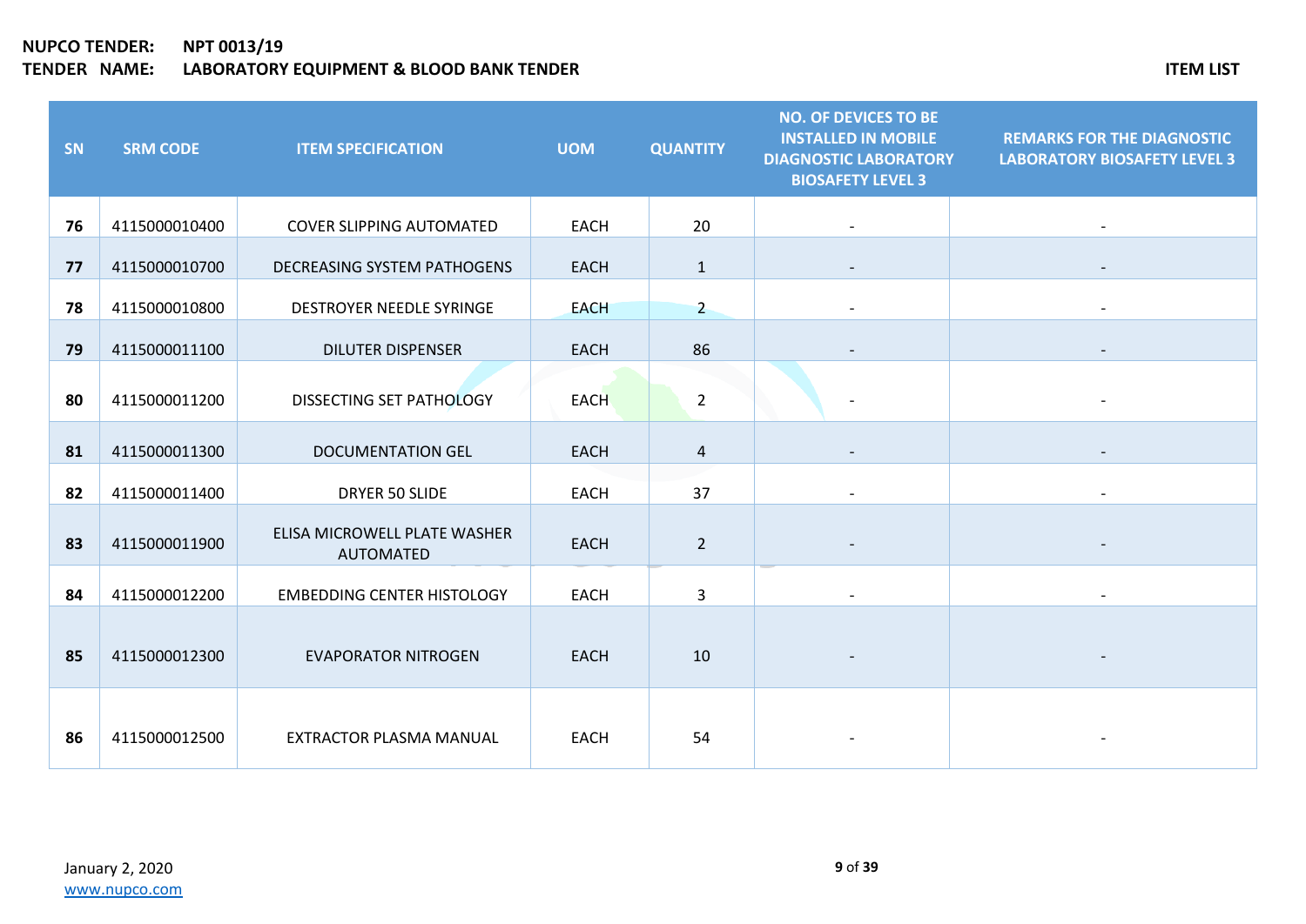**NUPCO TENDER:** NPT 0013/19
**TENDER NAME:** LABORATORY EQUIPMENT & BLOOD BANK TENDER

**ITEM LIST**

| SN | SRM CODE | ITEM SPECIFICATION | UOM | QUANTITY | NO. OF DEVICES TO BE INSTALLED IN MOBILE DIAGNOSTIC LABORATORY BIOSAFETY LEVEL 3 | REMARKS FOR THE DIAGNOSTIC LABORATORY BIOSAFETY LEVEL 3 |
|---|---|---|---|---|---|---|
| 76 | 4115000010400 | COVER SLIPPING AUTOMATED | EACH | 20 | - | - |
| 77 | 4115000010700 | DECREASING SYSTEM PATHOGENS | EACH | 1 | - | - |
| 78 | 4115000010800 | DESTROYER NEEDLE SYRINGE | EACH | 2 | - | - |
| 79 | 4115000011100 | DILUTER DISPENSER | EACH | 86 | - | - |
| 80 | 4115000011200 | DISSECTING SET PATHOLOGY | EACH | 2 | - | - |
| 81 | 4115000011300 | DOCUMENTATION GEL | EACH | 4 | - | - |
| 82 | 4115000011400 | DRYER 50 SLIDE | EACH | 37 | - | - |
| 83 | 4115000011900 | ELISA MICROWELL PLATE WASHER AUTOMATED | EACH | 2 | - | - |
| 84 | 4115000012200 | EMBEDDING CENTER HISTOLOGY | EACH | 3 | - | - |
| 85 | 4115000012300 | EVAPORATOR NITROGEN | EACH | 10 | - | - |
| 86 | 4115000012500 | EXTRACTOR PLASMA MANUAL | EACH | 54 | - | - |

January 2, 2020
www.nupco.com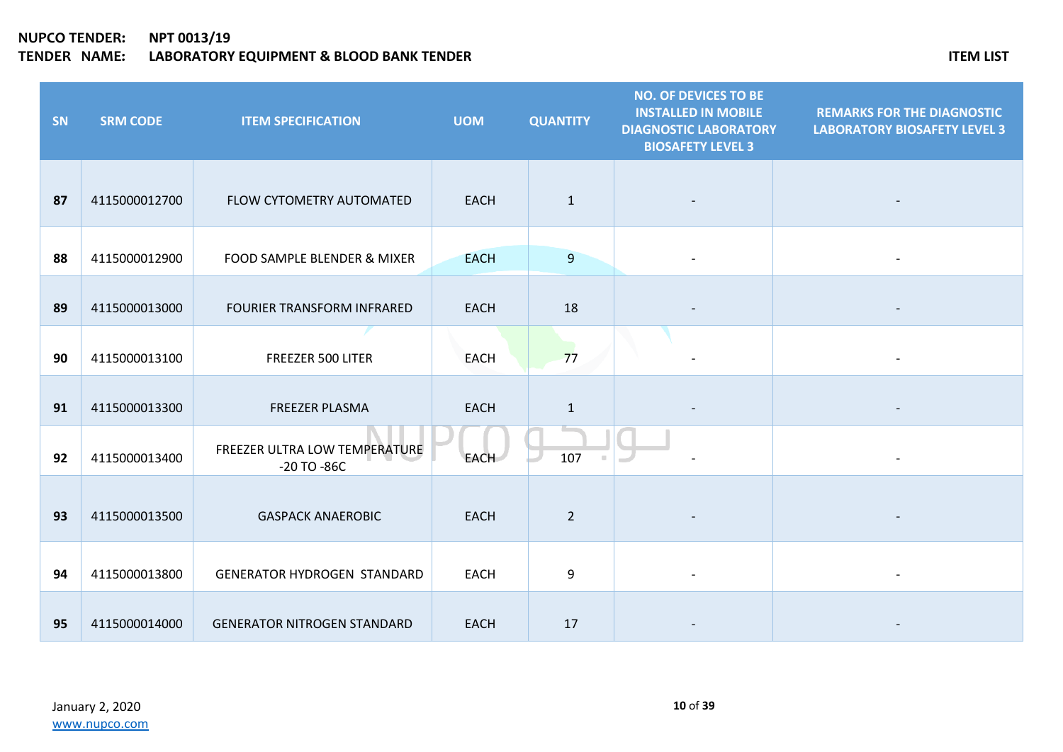| SN | SRM CODE | ITEM SPECIFICATION | UOM | QUANTITY | NO. OF DEVICES TO BE INSTALLED IN MOBILE DIAGNOSTIC LABORATORY BIOSAFETY LEVEL 3 | REMARKS FOR THE DIAGNOSTIC LABORATORY BIOSAFETY LEVEL 3 |
|---|---|---|---|---|---|---|
| **87** | 4115000012700 | FLOW CYTOMETRY AUTOMATED | EACH | 1 | - | - |
| **88** | 4115000012900 | FOOD SAMPLE BLENDER & MIXER | EACH | 9 | - | - |
| **89** | 4115000013000 | FOURIER TRANSFORM INFRARED | EACH | 18 | - | - |
| **90** | 4115000013100 | FREEZER 500 LITER | EACH | 77 | - | - |
| **91** | 4115000013300 | FREEZER PLASMA | EACH | 1 | - | - |
| **92** | 4115000013400 | FREEZER ULTRA LOW TEMPERATURE -20 TO -86C | EACH | 107 | - | - |
| **93** | 4115000013500 | GASPACK ANAEROBIC | EACH | 2 | - | - |
| **94** | 4115000013800 | GENERATOR HYDROGEN STANDARD | EACH | 9 | - | - |
| **95** | 4115000014000 | GENERATOR NITROGEN STANDARD | EACH | 17 | - | - |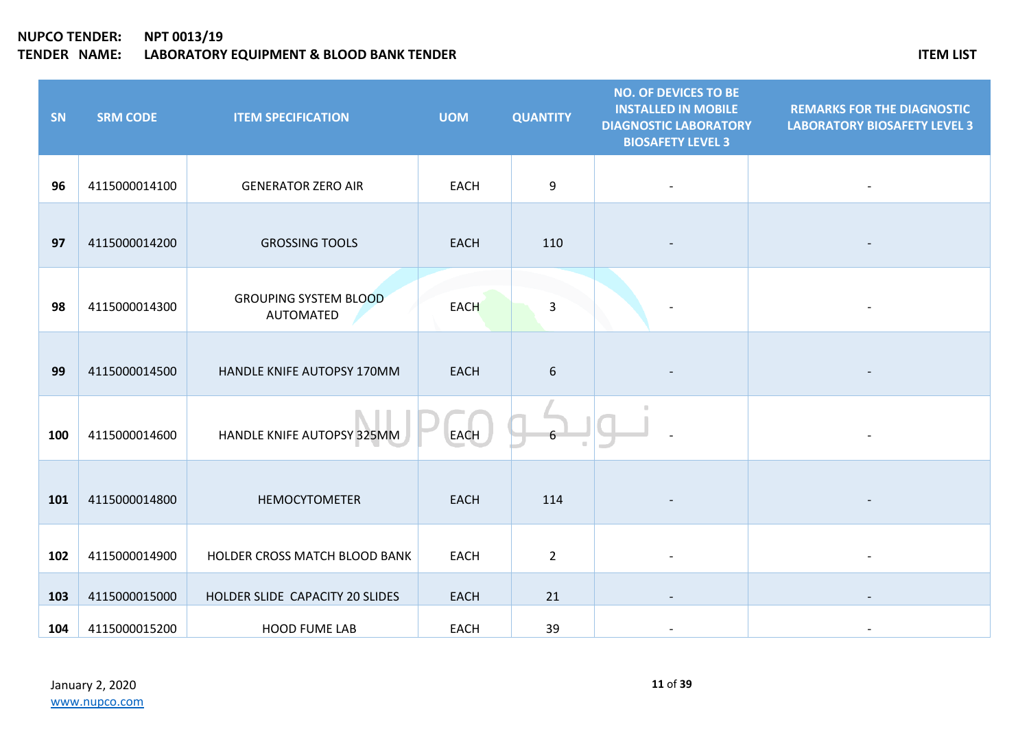| SN | SRM CODE | ITEM SPECIFICATION | UOM | QUANTITY | NO. OF DEVICES TO BE INSTALLED IN MOBILE DIAGNOSTIC LABORATORY BIOSAFETY LEVEL 3 | REMARKS FOR THE DIAGNOSTIC LABORATORY BIOSAFETY LEVEL 3 |
|---|---|---|---|---|---|---|
| **96** | 4115000014100 | GENERATOR ZERO AIR | EACH | 9 | - | - |
| **97** | 4115000014200 | GROSSING TOOLS | EACH | 110 | - | - |
| **98** | 4115000014300 | GROUPING SYSTEM BLOOD AUTOMATED | EACH | 3 | - | - |
| **99** | 4115000014500 | HANDLE KNIFE AUTOPSY 170MM | EACH | 6 | - | - |
| **100** | 4115000014600 | HANDLE KNIFE AUTOPSY 325MM | EACH | 6 | - | - |
| **101** | 4115000014800 | HEMOCYTOMETER | EACH | 114 | - | - |
| **102** | 4115000014900 | HOLDER CROSS MATCH BLOOD BANK | EACH | 2 | - | - |
| **103** | 4115000015000 | HOLDER SLIDE CAPACITY 20 SLIDES | EACH | 21 | - | - |
| **104** | 4115000015200 | HOOD FUME LAB | EACH | 39 | - | - |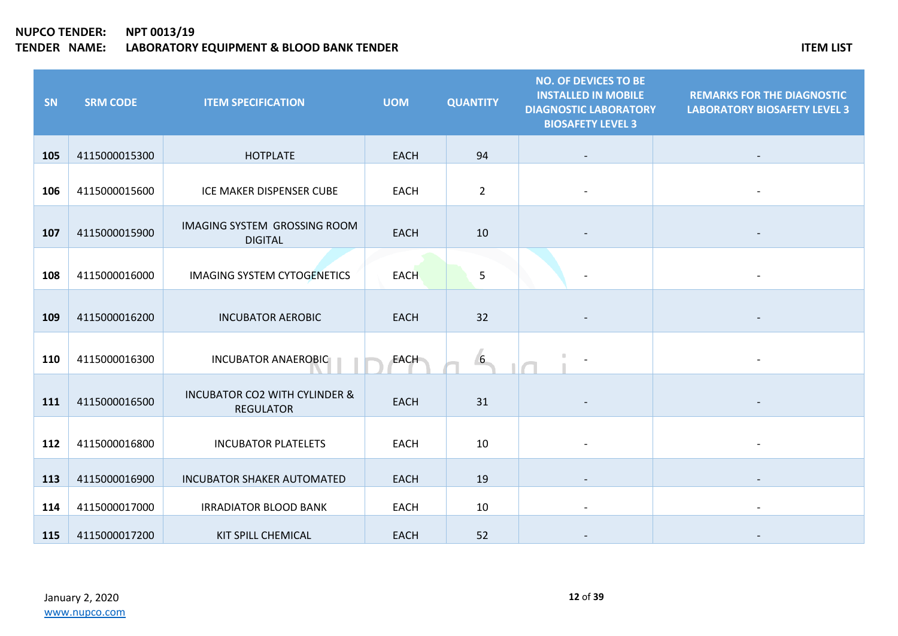| SN | SRM CODE | ITEM SPECIFICATION | UOM | QUANTITY | NO. OF DEVICES TO BE INSTALLED IN MOBILE DIAGNOSTIC LABORATORY BIOSAFETY LEVEL 3 | REMARKS FOR THE DIAGNOSTIC LABORATORY BIOSAFETY LEVEL 3 |
|---|---|---|---|---|---|---|
| **105** | 4115000015300 | HOTPLATE | EACH | 94 | - | - |
| **106** | 4115000015600 | ICE MAKER DISPENSER CUBE | EACH | 2 | - | - |
| **107** | 4115000015900 | IMAGING SYSTEM GROSSING ROOM DIGITAL | EACH | 10 | - | - |
| **108** | 4115000016000 | IMAGING SYSTEM CYTOGENETICS | EACH | 5 | - | - |
| **109** | 4115000016200 | INCUBATOR AEROBIC | EACH | 32 | - | - |
| **110** | 4115000016300 | INCUBATOR ANAEROBIC | EACH | 6 | - | - |
| **111** | 4115000016500 | INCUBATOR CO2 WITH CYLINDER & REGULATOR | EACH | 31 | - | - |
| **112** | 4115000016800 | INCUBATOR PLATELETS | EACH | 10 | - | - |
| **113** | 4115000016900 | INCUBATOR SHAKER AUTOMATED | EACH | 19 | - | - |
| **114** | 4115000017000 | IRRADIATOR BLOOD BANK | EACH | 10 | - | - |
| **115** | 4115000017200 | KIT SPILL CHEMICAL | EACH | 52 | - | - |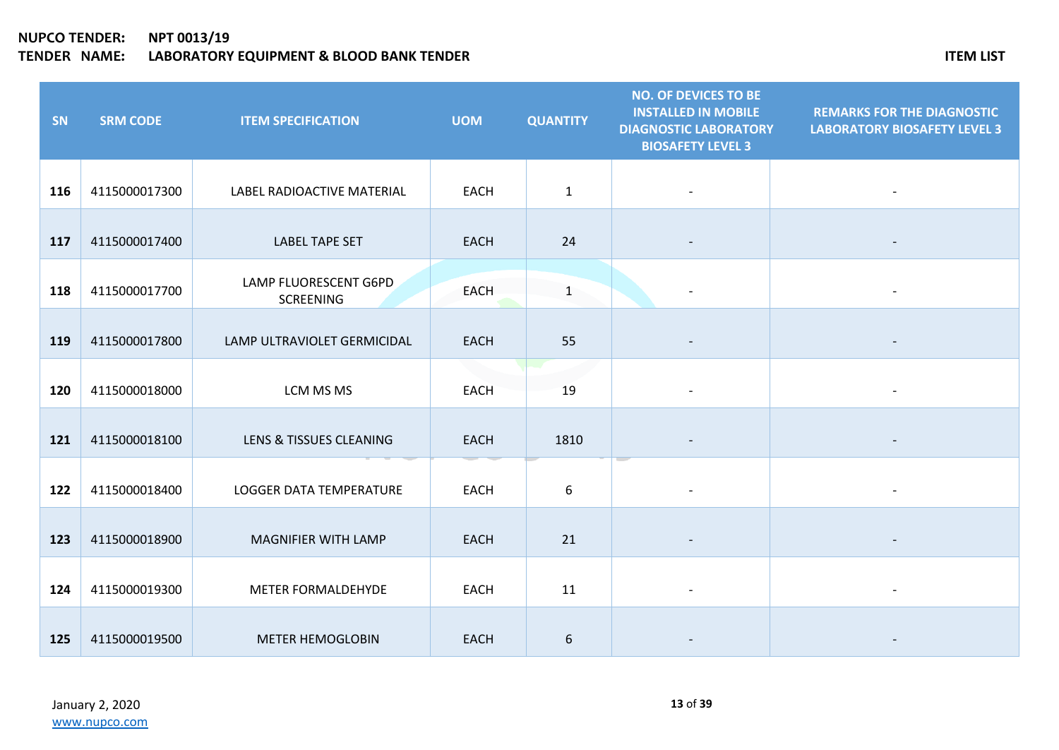**NUPCO TENDER:** NPT 0013/19
**TENDER NAME:** LABORATORY EQUIPMENT & BLOOD BANK TENDER

**ITEM LIST**

| SN | SRM CODE | ITEM SPECIFICATION | UOM | QUANTITY | NO. OF DEVICES TO BE INSTALLED IN MOBILE DIAGNOSTIC LABORATORY BIOSAFETY LEVEL 3 | REMARKS FOR THE DIAGNOSTIC LABORATORY BIOSAFETY LEVEL 3 |
|---|---|---|---|---|---|---|
| 116 | 4115000017300 | LABEL RADIOACTIVE MATERIAL | EACH | 1 | - | - |
| 117 | 4115000017400 | LABEL TAPE SET | EACH | 24 | - | - |
| 118 | 4115000017700 | LAMP FLUORESCENT G6PD SCREENING | EACH | 1 | - | - |
| 119 | 4115000017800 | LAMP ULTRAVIOLET GERMICIDAL | EACH | 55 | - | - |
| 120 | 4115000018000 | LCM MS MS | EACH | 19 | - | - |
| 121 | 4115000018100 | LENS & TISSUES CLEANING | EACH | 1810 | - | - |
| 122 | 4115000018400 | LOGGER DATA TEMPERATURE | EACH | 6 | - | - |
| 123 | 4115000018900 | MAGNIFIER WITH LAMP | EACH | 21 | - | - |
| 124 | 4115000019300 | METER FORMALDEHYDE | EACH | 11 | - | - |
| 125 | 4115000019500 | METER HEMOGLOBIN | EACH | 6 | - | - |

January 2, 2020
www.nupco.com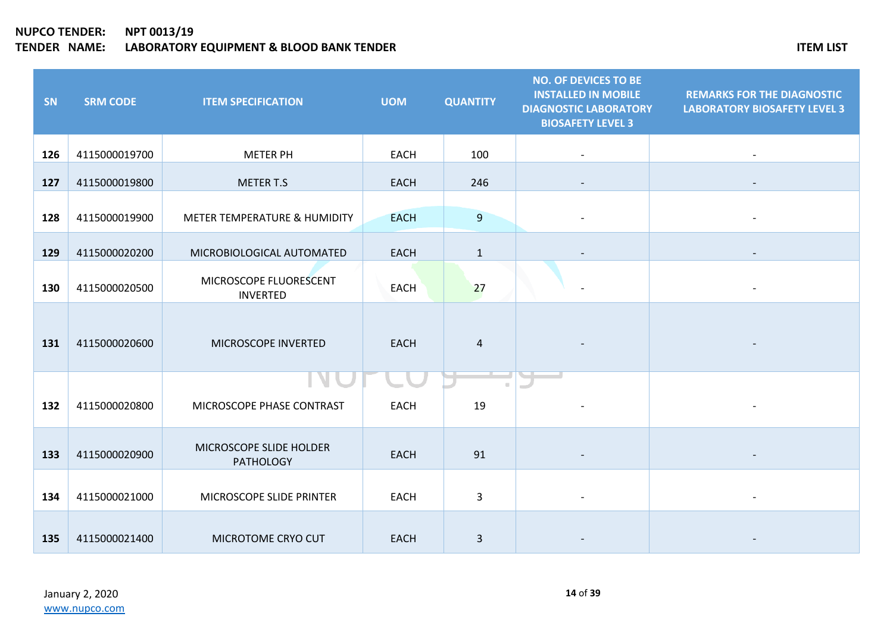**NUPCO TENDER:** **NPT 0013/19**
**TENDER NAME:** **LABORATORY EQUIPMENT & BLOOD BANK TENDER**

**ITEM LIST**

| SN | SRM CODE | ITEM SPECIFICATION | UOM | QUANTITY | NO. OF DEVICES TO BE INSTALLED IN MOBILE DIAGNOSTIC LABORATORY BIOSAFETY LEVEL 3 | REMARKS FOR THE DIAGNOSTIC LABORATORY BIOSAFETY LEVEL 3 |
|---|---|---|---|---|---|---|
| **126** | 4115000019700 | METER PH | EACH | 100 | - | - |
| **127** | 4115000019800 | METER T.S | EACH | 246 | - | - |
| **128** | 4115000019900 | METER TEMPERATURE & HUMIDITY | EACH | 9 | - | - |
| **129** | 4115000020200 | MICROBIOLOGICAL AUTOMATED | EACH | 1 | - | - |
| **130** | 4115000020500 | MICROSCOPE FLUORESCENT INVERTED | EACH | 27 | - | - |
| **131** | 4115000020600 | MICROSCOPE INVERTED | EACH | 4 | - | - |
| **132** | 4115000020800 | MICROSCOPE PHASE CONTRAST | EACH | 19 | - | - |
| **133** | 4115000020900 | MICROSCOPE SLIDE HOLDER PATHOLOGY | EACH | 91 | - | - |
| **134** | 4115000021000 | MICROSCOPE SLIDE PRINTER | EACH | 3 | - | - |
| **135** | 4115000021400 | MICROTOME CRYO CUT | EACH | 3 | - | - |

January 2, 2020
www.nupco.com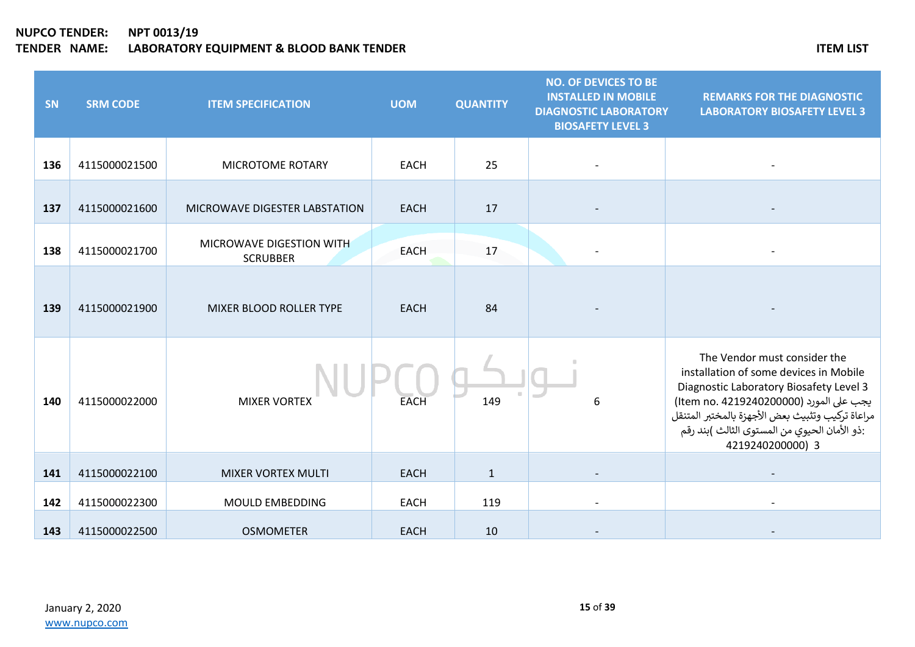**NUPCO TENDER:** **NPT 0013/19**
**TENDER NAME:** **LABORATORY EQUIPMENT & BLOOD BANK TENDER**

**ITEM LIST**

| SN | SRM CODE | ITEM SPECIFICATION | UOM | QUANTITY | NO. OF DEVICES TO BE INSTALLED IN MOBILE DIAGNOSTIC LABORATORY BIOSAFETY LEVEL 3 | REMARKS FOR THE DIAGNOSTIC LABORATORY BIOSAFETY LEVEL 3 |
|---|---|---|---|---|---|---|
| **136** | 4115000021500 | MICROTOME ROTARY | EACH | 25 | - | - |
| **137** | 4115000021600 | MICROWAVE DIGESTER LABSTATION | EACH | 17 | - | - |
| **138** | 4115000021700 | MICROWAVE DIGESTION WITH SCRUBBER | EACH | 17 | - | - |
| **139** | 4115000021900 | MIXER BLOOD ROLLER TYPE | EACH | 84 | - | - |
| **140** | 4115000022000 | MIXER VORTEX | EACH | 149 | 6 | The Vendor must consider the installation of some devices in Mobile Diagnostic Laboratory Biosafety Level 3 (Item no. 4219240200000) يجب على المورد مراعاة تركيب وتثبيت بعض الأجهزة بالمختبر المتنقل ذو الأمان الحيوي من المستوى الثالث )بند رقم: 4219240200000) 3 |
| **141** | 4115000022100 | MIXER VORTEX MULTI | EACH | 1 | - | - |
| **142** | 4115000022300 | MOULD EMBEDDING | EACH | 119 | - | - |
| **143** | 4115000022500 | OSMOMETER | EACH | 10 | - | - |

January 2, 2020
www.nupco.com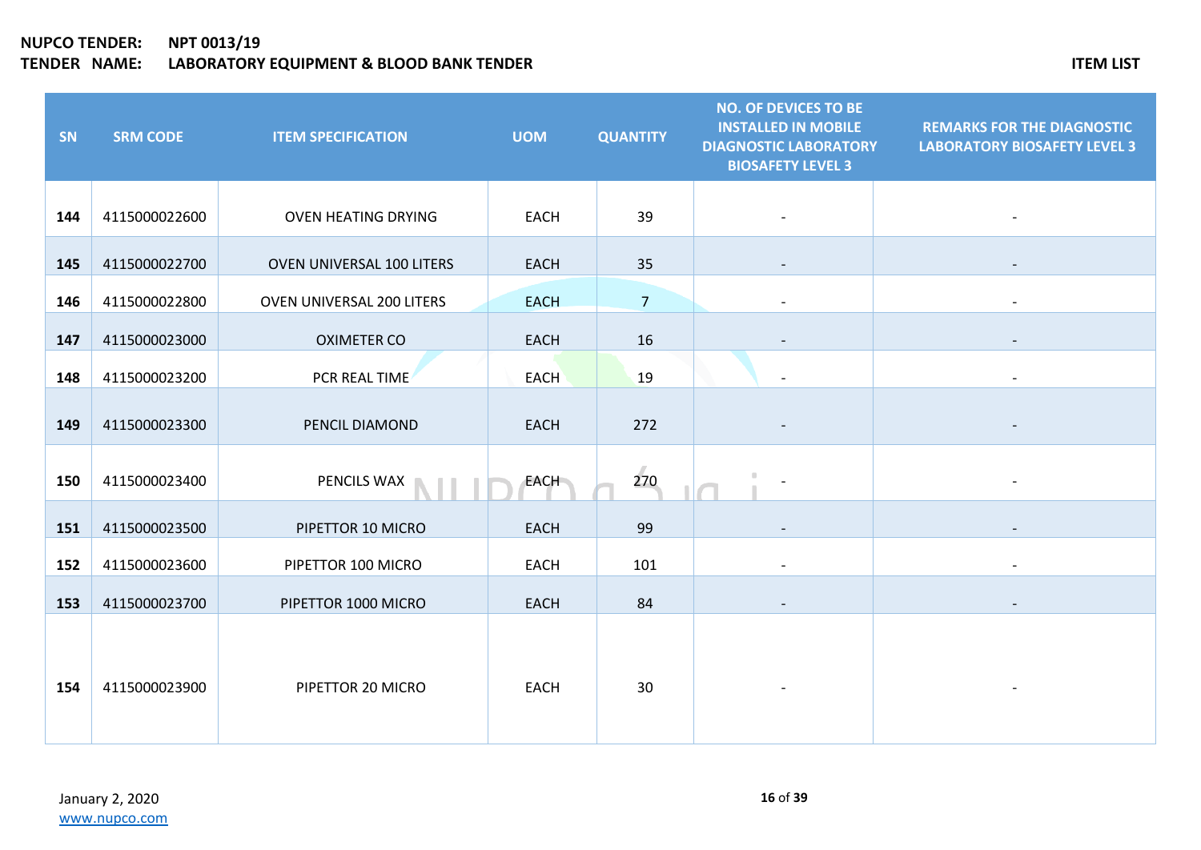**NUPCO TENDER:** NPT 0013/19
**TENDER NAME:** LABORATORY EQUIPMENT & BLOOD BANK TENDER

**ITEM LIST**

| SN | SRM CODE | ITEM SPECIFICATION | UOM | QUANTITY | NO. OF DEVICES TO BE INSTALLED IN MOBILE DIAGNOSTIC LABORATORY BIOSAFETY LEVEL 3 | REMARKS FOR THE DIAGNOSTIC LABORATORY BIOSAFETY LEVEL 3 |
|---|---|---|---|---|---|---|
| 144 | 4115000022600 | OVEN HEATING DRYING | EACH | 39 | - | - |
| 145 | 4115000022700 | OVEN UNIVERSAL 100 LITERS | EACH | 35 | - | - |
| 146 | 4115000022800 | OVEN UNIVERSAL 200 LITERS | EACH | 7 | - | - |
| 147 | 4115000023000 | OXIMETER CO | EACH | 16 | - | - |
| 148 | 4115000023200 | PCR REAL TIME | EACH | 19 | - | - |
| 149 | 4115000023300 | PENCIL DIAMOND | EACH | 272 | - | - |
| 150 | 4115000023400 | PENCILS WAX | EACH | 270 | - | - |
| 151 | 4115000023500 | PIPETTOR 10 MICRO | EACH | 99 | - | - |
| 152 | 4115000023600 | PIPETTOR 100 MICRO | EACH | 101 | - | - |
| 153 | 4115000023700 | PIPETTOR 1000 MICRO | EACH | 84 | - | - |
| 154 | 4115000023900 | PIPETTOR 20 MICRO | EACH | 30 | - | - |

January 2, 2020
www.nupco.com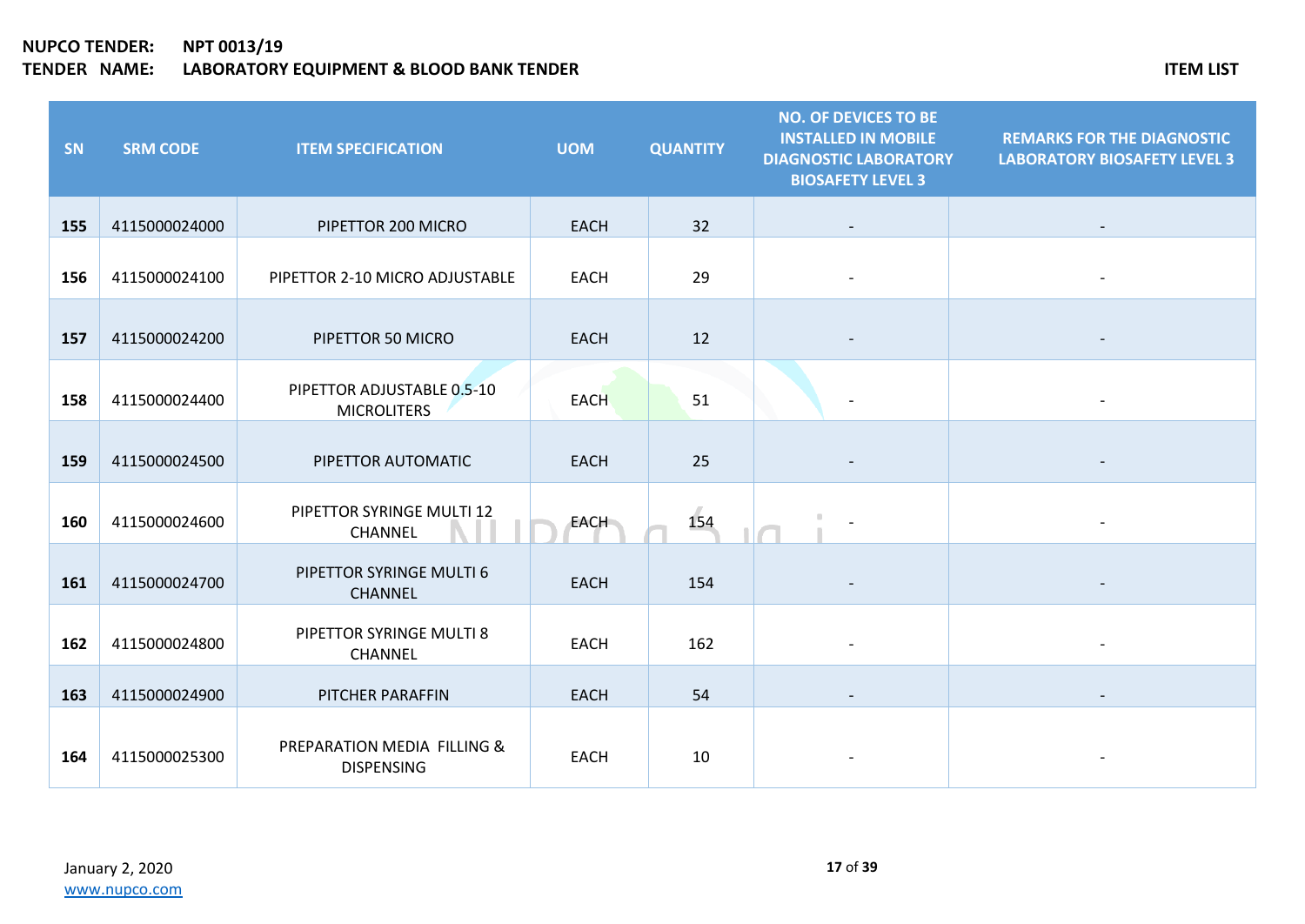**NUPCO TENDER:** NPT 0013/19
**TENDER NAME:** LABORATORY EQUIPMENT & BLOOD BANK TENDER

**ITEM LIST**

| SN | SRM CODE | ITEM SPECIFICATION | UOM | QUANTITY | NO. OF DEVICES TO BE INSTALLED IN MOBILE DIAGNOSTIC LABORATORY BIOSAFETY LEVEL 3 | REMARKS FOR THE DIAGNOSTIC LABORATORY BIOSAFETY LEVEL 3 |
|---|---|---|---|---|---|---|
| 155 | 4115000024000 | PIPETTOR 200 MICRO | EACH | 32 | - | - |
| 156 | 4115000024100 | PIPETTOR 2-10 MICRO ADJUSTABLE | EACH | 29 | - | - |
| 157 | 4115000024200 | PIPETTOR 50 MICRO | EACH | 12 | - | - |
| 158 | 4115000024400 | PIPETTOR ADJUSTABLE 0.5-10 MICROLITERS | EACH | 51 | - | - |
| 159 | 4115000024500 | PIPETTOR AUTOMATIC | EACH | 25 | - | - |
| 160 | 4115000024600 | PIPETTOR SYRINGE MULTI 12 CHANNEL | EACH | 154 | - | - |
| 161 | 4115000024700 | PIPETTOR SYRINGE MULTI 6 CHANNEL | EACH | 154 | - | - |
| 162 | 4115000024800 | PIPETTOR SYRINGE MULTI 8 CHANNEL | EACH | 162 | - | - |
| 163 | 4115000024900 | PITCHER PARAFFIN | EACH | 54 | - | - |
| 164 | 4115000025300 | PREPARATION MEDIA FILLING & DISPENSING | EACH | 10 | - | - |

January 2, 2020
www.nupco.com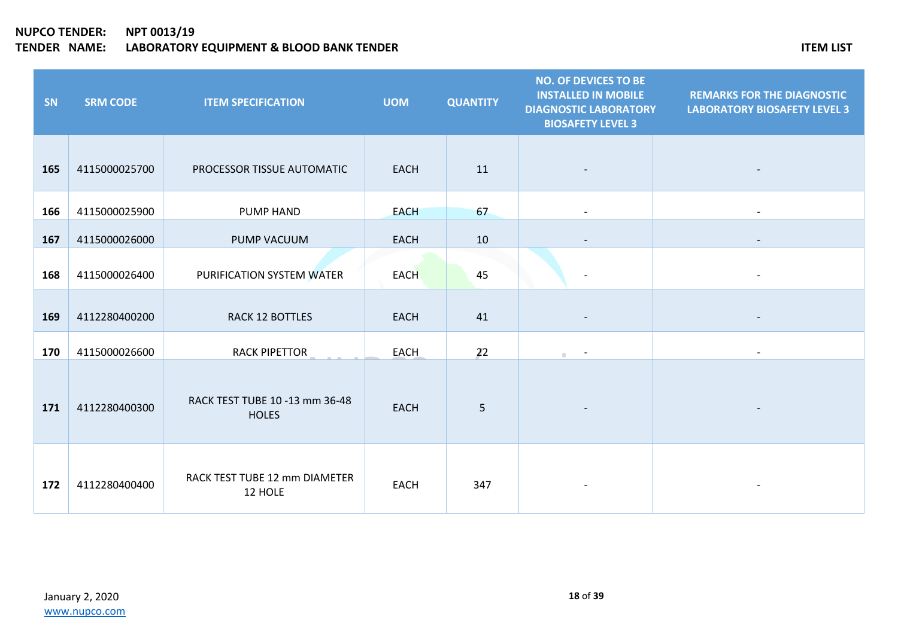**NUPCO TENDER:** NPT 0013/19
**TENDER NAME:** LABORATORY EQUIPMENT & BLOOD BANK TENDER

**ITEM LIST**

| SN | SRM CODE | ITEM SPECIFICATION | UOM | QUANTITY | NO. OF DEVICES TO BE INSTALLED IN MOBILE DIAGNOSTIC LABORATORY BIOSAFETY LEVEL 3 | REMARKS FOR THE DIAGNOSTIC LABORATORY BIOSAFETY LEVEL 3 |
|---|---|---|---|---|---|---|
| **165** | 4115000025700 | PROCESSOR TISSUE AUTOMATIC | EACH | 11 | - | - |
| **166** | 4115000025900 | PUMP HAND | EACH | 67 | - | - |
| **167** | 4115000026000 | PUMP VACUUM | EACH | 10 | - | - |
| **168** | 4115000026400 | PURIFICATION SYSTEM WATER | EACH | 45 | - | - |
| **169** | 4112280400200 | RACK 12 BOTTLES | EACH | 41 | - | - |
| **170** | 4115000026600 | RACK PIPETTOR | EACH | 22 | - | - |
| **171** | 4112280400300 | RACK TEST TUBE 10 -13 mm 36-48 HOLES | EACH | 5 | - | - |
| **172** | 4112280400400 | RACK TEST TUBE 12 mm DIAMETER 12 HOLE | EACH | 347 | - | - |

January 2, 2020
www.nupco.com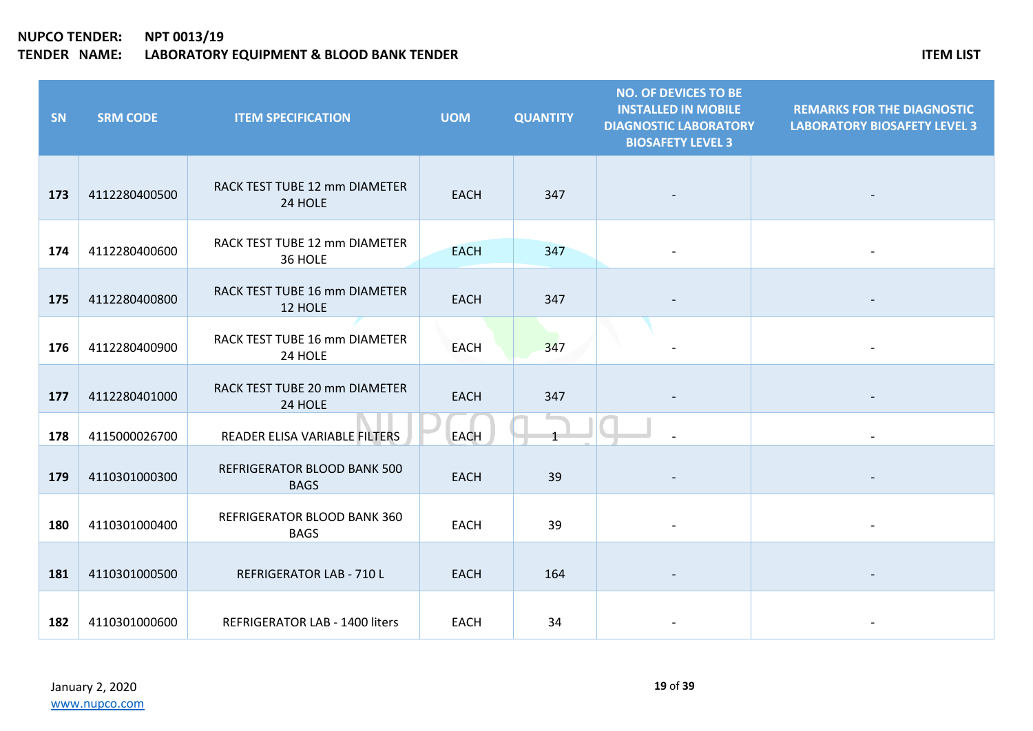**NUPCO TENDER:** **NPT 0013/19**
**TENDER NAME:** **LABORATORY EQUIPMENT & BLOOD BANK TENDER**

**ITEM LIST**

| SN | SRM CODE | ITEM SPECIFICATION | UOM | QUANTITY | NO. OF DEVICES TO BE INSTALLED IN MOBILE DIAGNOSTIC LABORATORY BIOSAFETY LEVEL 3 | REMARKS FOR THE DIAGNOSTIC LABORATORY BIOSAFETY LEVEL 3 |
|---|---|---|---|---|---|---|
| **173** | 4112280400500 | RACK TEST TUBE 12 mm DIAMETER 24 HOLE | EACH | 347 | - | - |
| **174** | 4112280400600 | RACK TEST TUBE 12 mm DIAMETER 36 HOLE | EACH | 347 | - | - |
| **175** | 4112280400800 | RACK TEST TUBE 16 mm DIAMETER 12 HOLE | EACH | 347 | - | - |
| **176** | 4112280400900 | RACK TEST TUBE 16 mm DIAMETER 24 HOLE | EACH | 347 | - | - |
| **177** | 4112280401000 | RACK TEST TUBE 20 mm DIAMETER 24 HOLE | EACH | 347 | - | - |
| **178** | 4115000026700 | READER ELISA VARIABLE FILTERS | EACH | 1 | - | - |
| **179** | 4110301000300 | REFRIGERATOR BLOOD BANK 500 BAGS | EACH | 39 | - | - |
| **180** | 4110301000400 | REFRIGERATOR BLOOD BANK 360 BAGS | EACH | 39 | - | - |
| **181** | 4110301000500 | REFRIGERATOR LAB - 710 L | EACH | 164 | - | - |
| **182** | 4110301000600 | REFRIGERATOR LAB - 1400 liters | EACH | 34 | - | - |

January 2, 2020
www.nupco.com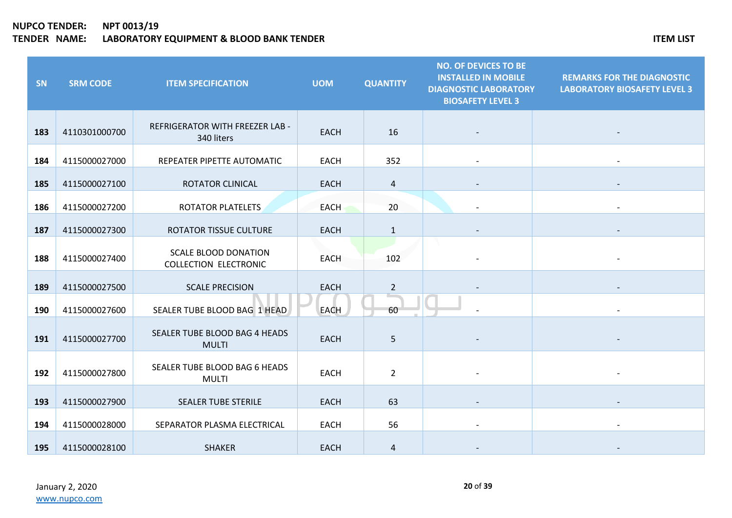**NUPCO TENDER:** NPT 0013/19
**TENDER NAME:** LABORATORY EQUIPMENT & BLOOD BANK TENDER

**ITEM LIST**

| SN | SRM CODE | ITEM SPECIFICATION | UOM | QUANTITY | NO. OF DEVICES TO BE INSTALLED IN MOBILE DIAGNOSTIC LABORATORY BIOSAFETY LEVEL 3 | REMARKS FOR THE DIAGNOSTIC LABORATORY BIOSAFETY LEVEL 3 |
|---|---|---|---|---|---|---|
| 183 | 4110301000700 | REFRIGERATOR WITH FREEZER LAB - 340 liters | EACH | 16 | - | - |
| 184 | 4115000027000 | REPEATER PIPETTE AUTOMATIC | EACH | 352 | - | - |
| 185 | 4115000027100 | ROTATOR CLINICAL | EACH | 4 | - | - |
| 186 | 4115000027200 | ROTATOR PLATELETS | EACH | 20 | - | - |
| 187 | 4115000027300 | ROTATOR TISSUE CULTURE | EACH | 1 | - | - |
| 188 | 4115000027400 | SCALE BLOOD DONATION COLLECTION ELECTRONIC | EACH | 102 | - | - |
| 189 | 4115000027500 | SCALE PRECISION | EACH | 2 | - | - |
| 190 | 4115000027600 | SEALER TUBE BLOOD BAG 1 HEAD | EACH | 60 | - | - |
| 191 | 4115000027700 | SEALER TUBE BLOOD BAG 4 HEADS MULTI | EACH | 5 | - | - |
| 192 | 4115000027800 | SEALER TUBE BLOOD BAG 6 HEADS MULTI | EACH | 2 | - | - |
| 193 | 4115000027900 | SEALER TUBE STERILE | EACH | 63 | - | - |
| 194 | 4115000028000 | SEPARATOR PLASMA ELECTRICAL | EACH | 56 | - | - |
| 195 | 4115000028100 | SHAKER | EACH | 4 | - | - |

January 2, 2020
www.nupco.com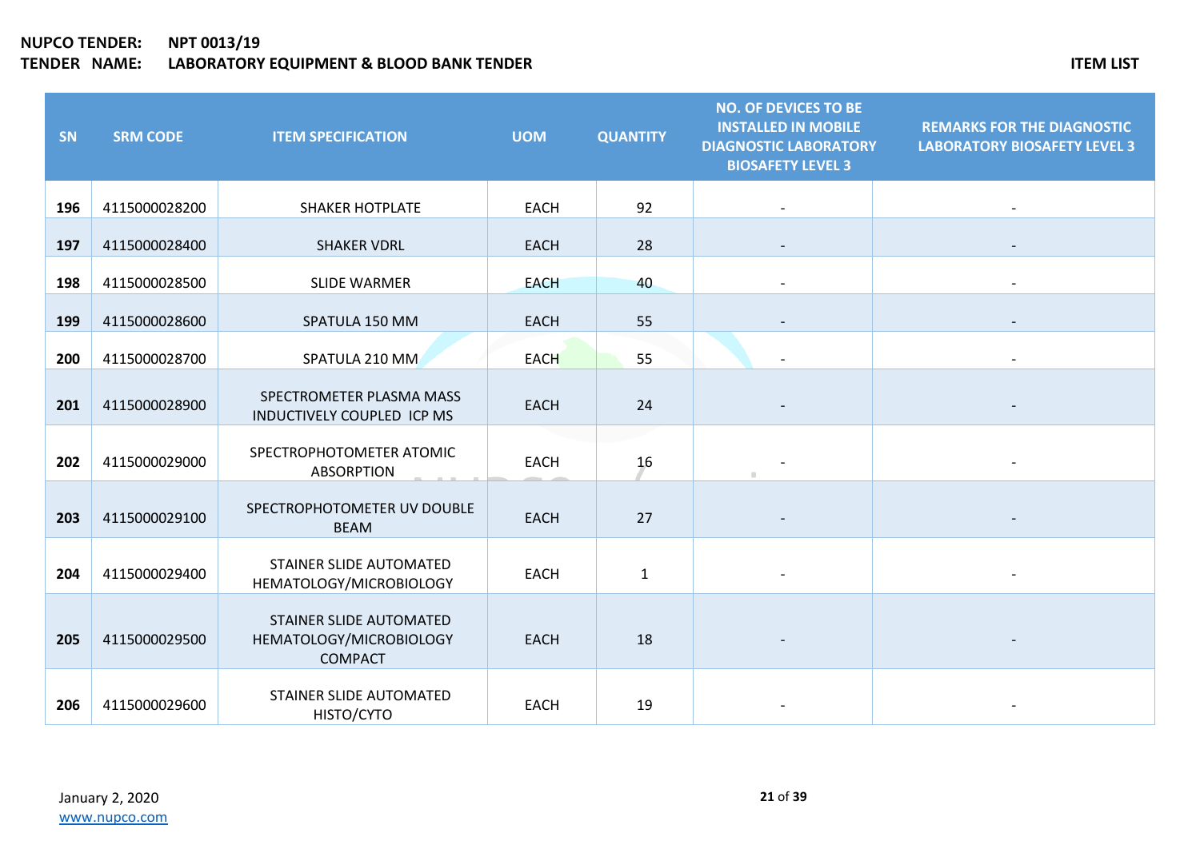**NUPCO TENDER:** **NPT 0013/19**
**TENDER NAME:** **LABORATORY EQUIPMENT & BLOOD BANK TENDER**

**ITEM LIST**

| SN | SRM CODE | ITEM SPECIFICATION | UOM | QUANTITY | NO. OF DEVICES TO BE INSTALLED IN MOBILE DIAGNOSTIC LABORATORY BIOSAFETY LEVEL 3 | REMARKS FOR THE DIAGNOSTIC LABORATORY BIOSAFETY LEVEL 3 |
|---|---|---|---|---|---|---|
| **196** | 4115000028200 | SHAKER HOTPLATE | EACH | 92 | - | - |
| **197** | 4115000028400 | SHAKER VDRL | EACH | 28 | - | - |
| **198** | 4115000028500 | SLIDE WARMER | EACH | 40 | - | - |
| **199** | 4115000028600 | SPATULA 150 MM | EACH | 55 | - | - |
| **200** | 4115000028700 | SPATULA 210 MM | EACH | 55 | - | - |
| **201** | 4115000028900 | SPECTROMETER PLASMA MASS INDUCTIVELY COUPLED ICP MS | EACH | 24 | - | - |
| **202** | 4115000029000 | SPECTROPHOTOMETER ATOMIC ABSORPTION | EACH | 16 | - | - |
| **203** | 4115000029100 | SPECTROPHOTOMETER UV DOUBLE BEAM | EACH | 27 | - | - |
| **204** | 4115000029400 | STAINER SLIDE AUTOMATED HEMATOLOGY/MICROBIOLOGY | EACH | 1 | - | - |
| **205** | 4115000029500 | STAINER SLIDE AUTOMATED HEMATOLOGY/MICROBIOLOGY COMPACT | EACH | 18 | - | - |
| **206** | 4115000029600 | STAINER SLIDE AUTOMATED HISTO/CYTO | EACH | 19 | - | - |

January 2, 2020
www.nupco.com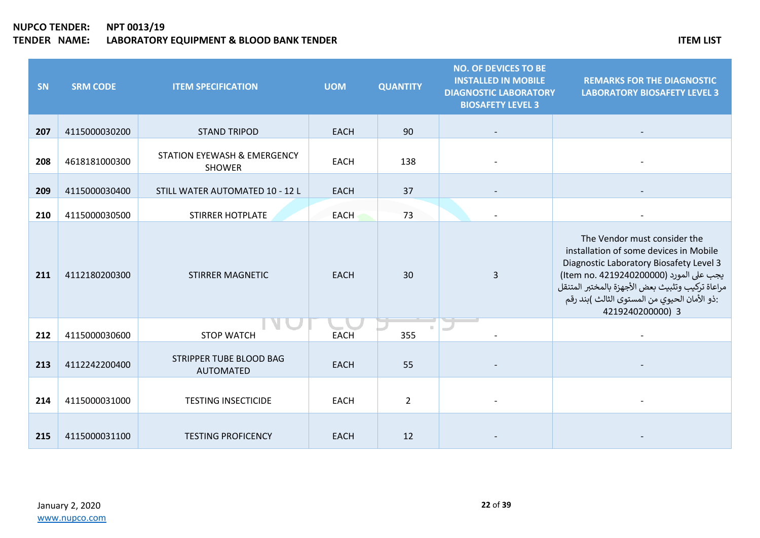**NUPCO TENDER:** **NPT 0013/19**
**TENDER NAME:** **LABORATORY EQUIPMENT & BLOOD BANK TENDER**

**ITEM LIST**

| SN | SRM CODE | ITEM SPECIFICATION | UOM | QUANTITY | NO. OF DEVICES TO BE INSTALLED IN MOBILE DIAGNOSTIC LABORATORY BIOSAFETY LEVEL 3 | REMARKS FOR THE DIAGNOSTIC LABORATORY BIOSAFETY LEVEL 3 |
|---|---|---|---|---|---|---|
| 207 | 4115000030200 | STAND TRIPOD | EACH | 90 | - | - |
| 208 | 4618181000300 | STATION EYEWASH & EMERGENCY SHOWER | EACH | 138 | - | - |
| 209 | 4115000030400 | STILL WATER AUTOMATED 10 - 12 L | EACH | 37 | - | - |
| 210 | 4115000030500 | STIRRER HOTPLATE | EACH | 73 | - | - |
| 211 | 4112180200300 | STIRRER MAGNETIC | EACH | 30 | 3 | The Vendor must consider the installation of some devices in Mobile Diagnostic Laboratory Biosafety Level 3 (Item no. 4219240200000) يجب على المورد مراعاة تركيب وتثبيت بعض الأجهزة بالمختبر المتنقل ذو الأمان الحيوي من المستوى الثالث )بند رقم: 4219240200000) 3 |
| 212 | 4115000030600 | STOP WATCH | EACH | 355 | - | - |
| 213 | 4112242200400 | STRIPPER TUBE BLOOD BAG AUTOMATED | EACH | 55 | - | - |
| 214 | 4115000031000 | TESTING INSECTICIDE | EACH | 2 | - | - |
| 215 | 4115000031100 | TESTING PROFICENCY | EACH | 12 | - | - |

January 2, 2020
www.nupco.com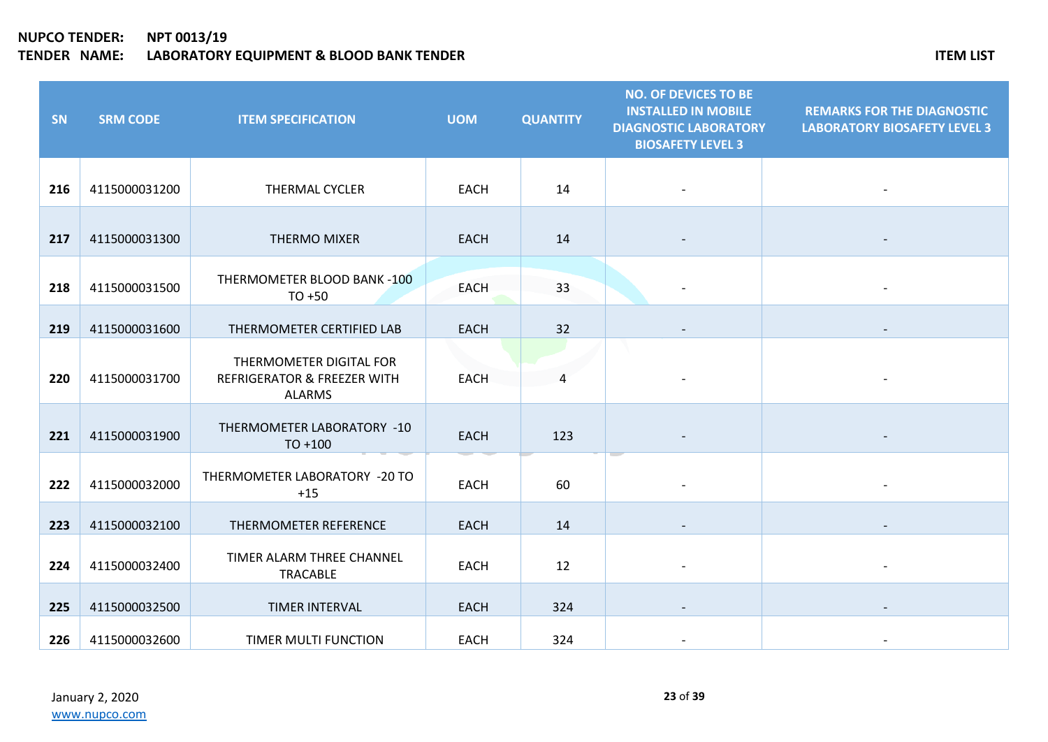**NUPCO TENDER:** NPT 0013/19
**TENDER NAME:** LABORATORY EQUIPMENT & BLOOD BANK TENDER

**ITEM LIST**

| SN | SRM CODE | ITEM SPECIFICATION | UOM | QUANTITY | NO. OF DEVICES TO BE INSTALLED IN MOBILE DIAGNOSTIC LABORATORY BIOSAFETY LEVEL 3 | REMARKS FOR THE DIAGNOSTIC LABORATORY BIOSAFETY LEVEL 3 |
|---|---|---|---|---|---|---|
| 216 | 4115000031200 | THERMAL CYCLER | EACH | 14 | - | - |
| 217 | 4115000031300 | THERMO MIXER | EACH | 14 | - | - |
| 218 | 4115000031500 | THERMOMETER BLOOD BANK -100 TO +50 | EACH | 33 | - | - |
| 219 | 4115000031600 | THERMOMETER CERTIFIED LAB | EACH | 32 | - | - |
| 220 | 4115000031700 | THERMOMETER DIGITAL FOR REFRIGERATOR & FREEZER WITH ALARMS | EACH | 4 | - | - |
| 221 | 4115000031900 | THERMOMETER LABORATORY -10 TO +100 | EACH | 123 | - | - |
| 222 | 4115000032000 | THERMOMETER LABORATORY -20 TO +15 | EACH | 60 | - | - |
| 223 | 4115000032100 | THERMOMETER REFERENCE | EACH | 14 | - | - |
| 224 | 4115000032400 | TIMER ALARM THREE CHANNEL TRACABLE | EACH | 12 | - | - |
| 225 | 4115000032500 | TIMER INTERVAL | EACH | 324 | - | - |
| 226 | 4115000032600 | TIMER MULTI FUNCTION | EACH | 324 | - | - |

January 2, 2020
www.nupco.com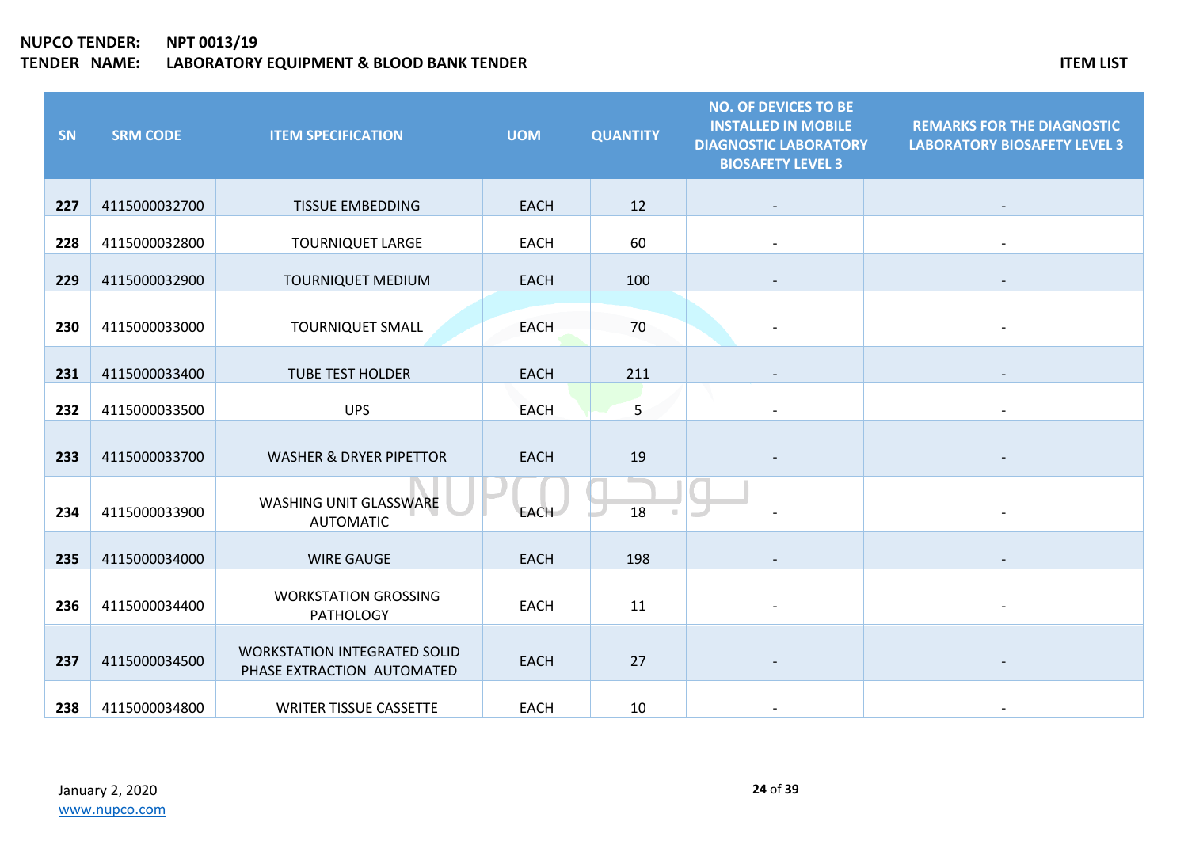**NUPCO TENDER:** NPT 0013/19
**TENDER NAME:** LABORATORY EQUIPMENT & BLOOD BANK TENDER

**ITEM LIST**

| SN | SRM CODE | ITEM SPECIFICATION | UOM | QUANTITY | NO. OF DEVICES TO BE INSTALLED IN MOBILE DIAGNOSTIC LABORATORY BIOSAFETY LEVEL 3 | REMARKS FOR THE DIAGNOSTIC LABORATORY BIOSAFETY LEVEL 3 |
|---|---|---|---|---|---|---|
| 227 | 4115000032700 | TISSUE EMBEDDING | EACH | 12 | - | - |
| 228 | 4115000032800 | TOURNIQUET LARGE | EACH | 60 | - | - |
| 229 | 4115000032900 | TOURNIQUET MEDIUM | EACH | 100 | - | - |
| 230 | 4115000033000 | TOURNIQUET SMALL | EACH | 70 | - | - |
| 231 | 4115000033400 | TUBE TEST HOLDER | EACH | 211 | - | - |
| 232 | 4115000033500 | UPS | EACH | 5 | - | - |
| 233 | 4115000033700 | WASHER & DRYER PIPETTOR | EACH | 19 | - | - |
| 234 | 4115000033900 | WASHING UNIT GLASSWARE AUTOMATIC | EACH | 18 | - | - |
| 235 | 4115000034000 | WIRE GAUGE | EACH | 198 | - | - |
| 236 | 4115000034400 | WORKSTATION GROSSING PATHOLOGY | EACH | 11 | - | - |
| 237 | 4115000034500 | WORKSTATION INTEGRATED SOLID PHASE EXTRACTION AUTOMATED | EACH | 27 | - | - |
| 238 | 4115000034800 | WRITER TISSUE CASSETTE | EACH | 10 | - | - |

January 2, 2020
www.nupco.com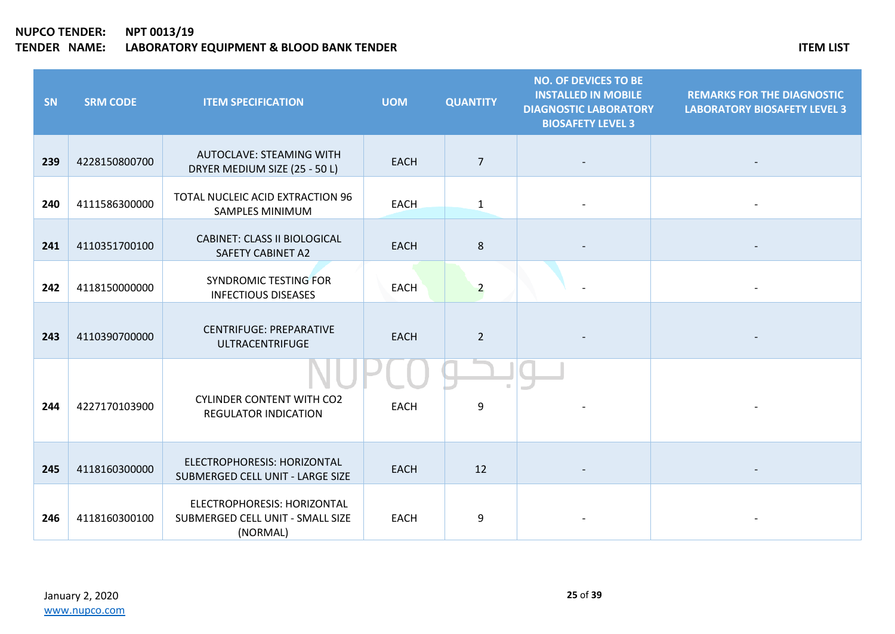| SN | SRM CODE | ITEM SPECIFICATION | UOM | QUANTITY | NO. OF DEVICES TO BE INSTALLED IN MOBILE DIAGNOSTIC LABORATORY BIOSAFETY LEVEL 3 | REMARKS FOR THE DIAGNOSTIC LABORATORY BIOSAFETY LEVEL 3 |
|---|---|---|---|---|---|---|
| 239 | 4228150800700 | AUTOCLAVE: STEAMING WITH DRYER MEDIUM SIZE (25 - 50 L) | EACH | 7 | - | - |
| 240 | 4111586300000 | TOTAL NUCLEIC ACID EXTRACTION 96 SAMPLES MINIMUM | EACH | 1 | - | - |
| 241 | 4110351700100 | CABINET: CLASS II BIOLOGICAL SAFETY CABINET A2 | EACH | 8 | - | - |
| 242 | 4118150000000 | SYNDROMIC TESTING FOR INFECTIOUS DISEASES | EACH | 2 | - | - |
| 243 | 4110390700000 | CENTRIFUGE: PREPARATIVE ULTRACENTRIFUGE | EACH | 2 | - | - |
| 244 | 4227170103900 | CYLINDER CONTENT WITH $CO_2$ REGULATOR INDICATION | EACH | 9 | - | - |
| 245 | 4118160300000 | ELECTROPHORESIS: HORIZONTAL SUBMERGED CELL UNIT - LARGE SIZE | EACH | 12 | - | - |
| 246 | 4118160300100 | ELECTROPHORESIS: HORIZONTAL SUBMERGED CELL UNIT - SMALL SIZE (NORMAL) | EACH | 9 | - | - |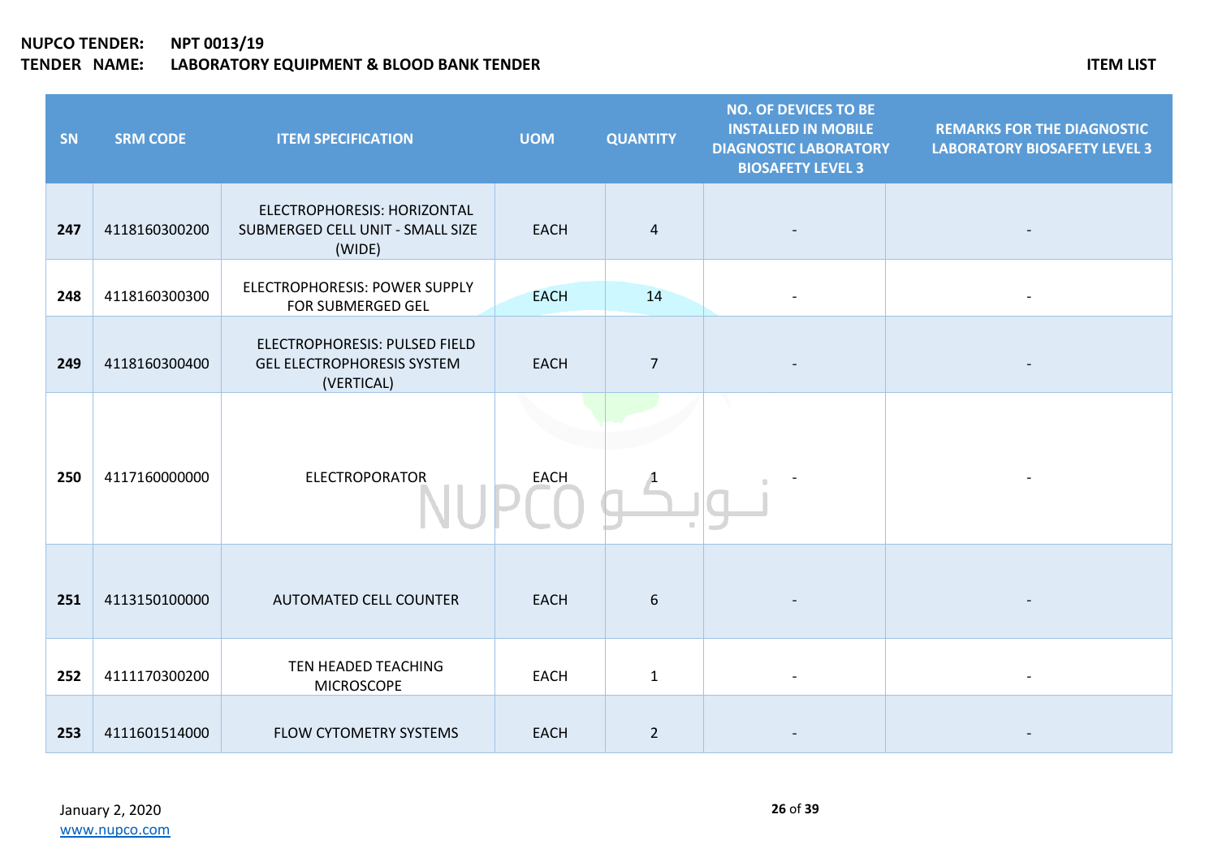| SN | SRM CODE | ITEM SPECIFICATION | UOM | QUANTITY | NO. OF DEVICES TO BE INSTALLED IN MOBILE DIAGNOSTIC LABORATORY BIOSAFETY LEVEL 3 | REMARKS FOR THE DIAGNOSTIC LABORATORY BIOSAFETY LEVEL 3 |
|---|---|---|---|---|---|---|
| **247** | 4118160300200 | ELECTROPHORESIS: HORIZONTAL SUBMERGED CELL UNIT - SMALL SIZE (WIDE) | EACH | 4 | - | - |
| **248** | 4118160300300 | ELECTROPHORESIS: POWER SUPPLY FOR SUBMERGED GEL | EACH | 14 | - | - |
| **249** | 4118160300400 | ELECTROPHORESIS: PULSED FIELD GEL ELECTROPHORESIS SYSTEM (VERTICAL) | EACH | 7 | - | - |
| **250** | 4117160000000 | ELECTROPORATOR | EACH | 1 | - | - |
| **251** | 4113150100000 | AUTOMATED CELL COUNTER | EACH | 6 | - | - |
| **252** | 4111170300200 | TEN HEADED TEACHING MICROSCOPE | EACH | 1 | - | - |
| **253** | 4111601514000 | FLOW CYTOMETRY SYSTEMS | EACH | 2 | - | - |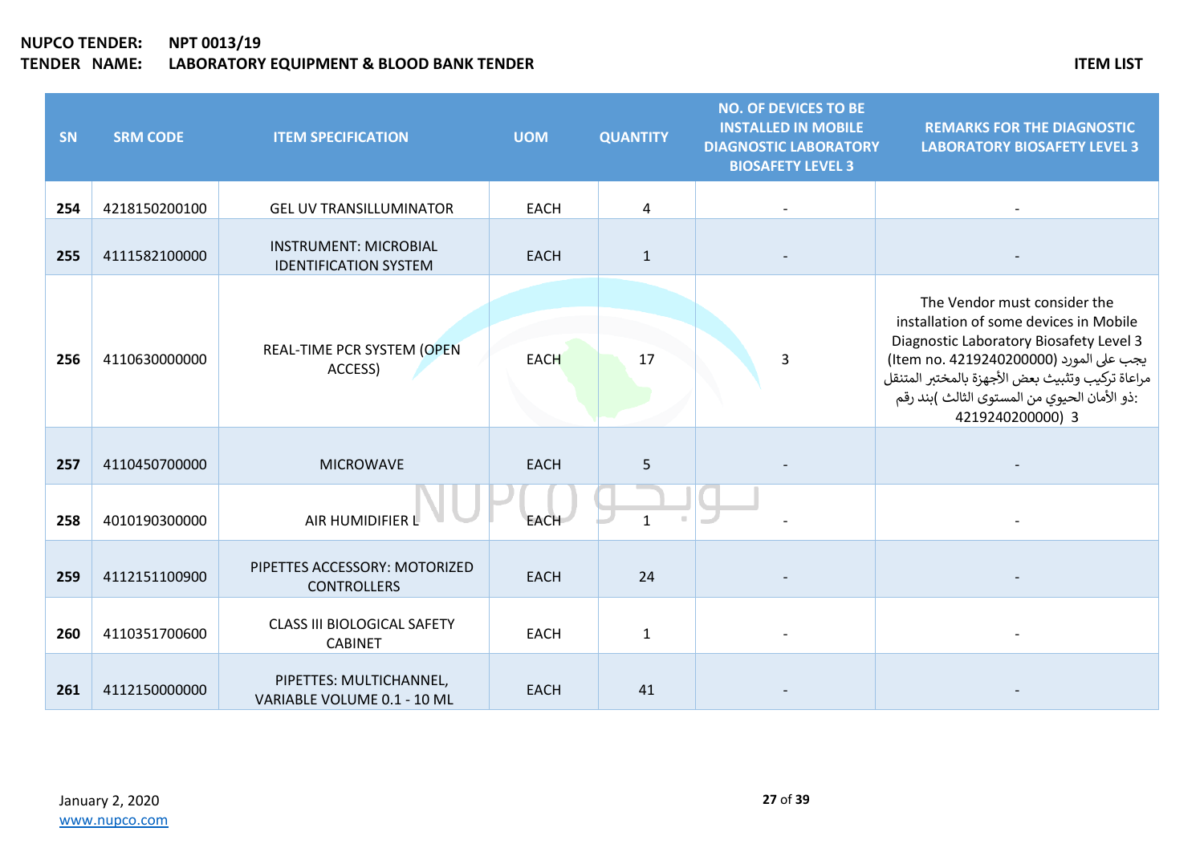**NUPCO TENDER:** NPT 0013/19
**TENDER NAME:** LABORATORY EQUIPMENT & BLOOD BANK TENDER

**ITEM LIST**

| SN | SRM CODE | ITEM SPECIFICATION | UOM | QUANTITY | NO. OF DEVICES TO BE INSTALLED IN MOBILE DIAGNOSTIC LABORATORY BIOSAFETY LEVEL 3 | REMARKS FOR THE DIAGNOSTIC LABORATORY BIOSAFETY LEVEL 3 |
|---|---|---|---|---|---|---|
| 254 | 4218150200100 | GEL UV TRANSILLUMINATOR | EACH | 4 | - | - |
| 255 | 4111582100000 | INSTRUMENT: MICROBIAL IDENTIFICATION SYSTEM | EACH | 1 | - | - |
| 256 | 4110630000000 | REAL-TIME PCR SYSTEM (OPEN ACCESS) | EACH | 17 | 3 | The Vendor must consider the installation of some devices in Mobile Diagnostic Laboratory Biosafety Level 3 (Item no. 4219240200000) يجب على المورد مراعاة تركيب وتثبيت بعض الأجهزة بالمختبر المتنقل ذو الأمان الحيوي من المستوى الثالث )بند رقم: 4219240200000) 3 |
| 257 | 4110450700000 | MICROWAVE | EACH | 5 | - | - |
| 258 | 4010190300000 | AIR HUMIDIFIER L | EACH | 1 | - | - |
| 259 | 4112151100900 | PIPETTES ACCESSORY: MOTORIZED CONTROLLERS | EACH | 24 | - | - |
| 260 | 4110351700600 | CLASS III BIOLOGICAL SAFETY CABINET | EACH | 1 | - | - |
| 261 | 4112150000000 | PIPETTES: MULTICHANNEL, VARIABLE VOLUME 0.1 - 10 ML | EACH | 41 | - | - |

January 2, 2020
www.nupco.com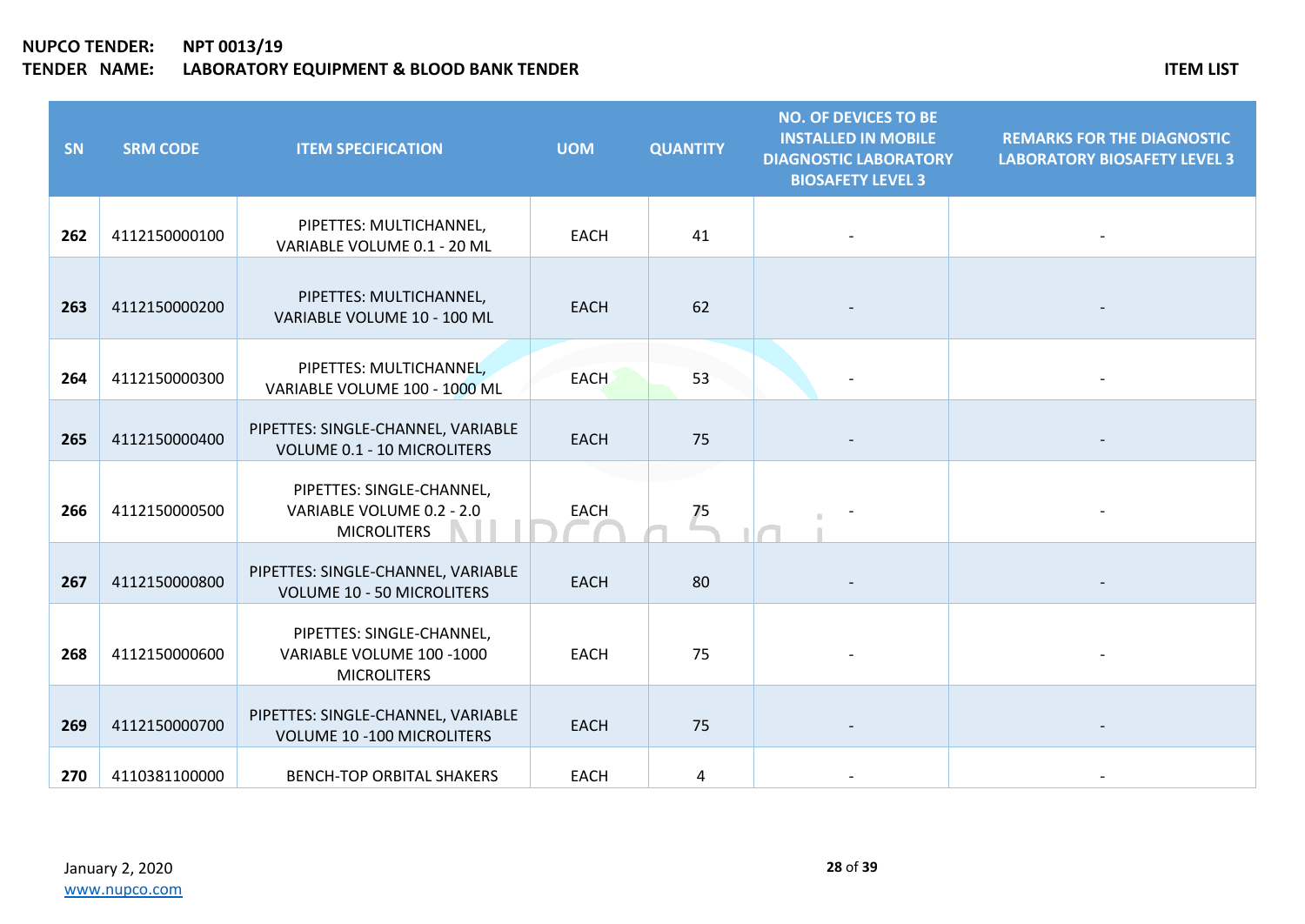**NUPCO TENDER:** **NPT 0013/19**
**TENDER NAME:** **LABORATORY EQUIPMENT & BLOOD BANK TENDER**

**ITEM LIST**

| SN | SRM CODE | ITEM SPECIFICATION | UOM | QUANTITY | NO. OF DEVICES TO BE INSTALLED IN MOBILE DIAGNOSTIC LABORATORY BIOSAFETY LEVEL 3 | REMARKS FOR THE DIAGNOSTIC LABORATORY BIOSAFETY LEVEL 3 |
|---|---|---|---|---|---|---|
| **262** | 4112150000100 | PIPETTES: MULTICHANNEL, VARIABLE VOLUME 0.1 - 20 ML | EACH | 41 | - | - |
| **263** | 4112150000200 | PIPETTES: MULTICHANNEL, VARIABLE VOLUME 10 - 100 ML | EACH | 62 | - | - |
| **264** | 4112150000300 | PIPETTES: MULTICHANNEL, VARIABLE VOLUME 100 - 1000 ML | EACH | 53 | - | - |
| **265** | 4112150000400 | PIPETTES: SINGLE-CHANNEL, VARIABLE VOLUME 0.1 - 10 MICROLITERS | EACH | 75 | - | - |
| **266** | 4112150000500 | PIPETTES: SINGLE-CHANNEL, VARIABLE VOLUME 0.2 - 2.0 MICROLITERS | EACH | 75 | - | - |
| **267** | 4112150000800 | PIPETTES: SINGLE-CHANNEL, VARIABLE VOLUME 10 - 50 MICROLITERS | EACH | 80 | - | - |
| **268** | 4112150000600 | PIPETTES: SINGLE-CHANNEL, VARIABLE VOLUME 100 -1000 MICROLITERS | EACH | 75 | - | - |
| **269** | 4112150000700 | PIPETTES: SINGLE-CHANNEL, VARIABLE VOLUME 10 -100 MICROLITERS | EACH | 75 | - | - |
| **270** | 4110381100000 | BENCH-TOP ORBITAL SHAKERS | EACH | 4 | - | - |

January 2, 2020
www.nupco.com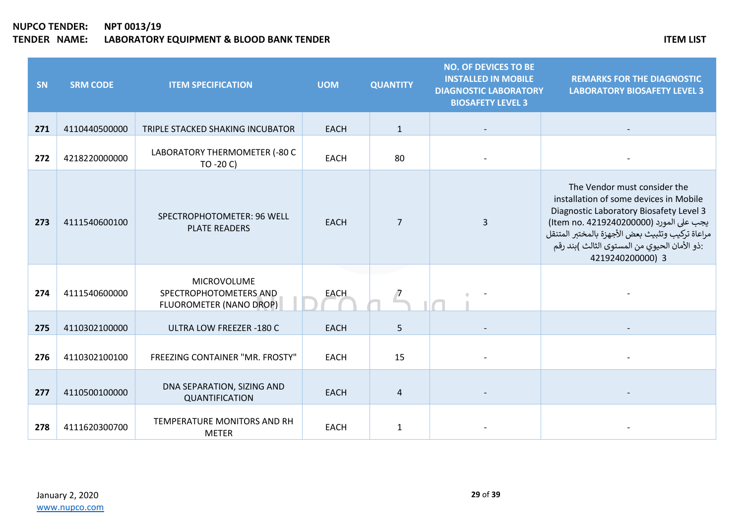**NUPCO TENDER:** NPT 0013/19
**TENDER NAME:** LABORATORY EQUIPMENT & BLOOD BANK TENDER

**ITEM LIST**

| SN | SRM CODE | ITEM SPECIFICATION | UOM | QUANTITY | NO. OF DEVICES TO BE INSTALLED IN MOBILE DIAGNOSTIC LABORATORY BIOSAFETY LEVEL 3 | REMARKS FOR THE DIAGNOSTIC LABORATORY BIOSAFETY LEVEL 3 |
|---|---|---|---|---|---|---|
| 271 | 4110440500000 | TRIPLE STACKED SHAKING INCUBATOR | EACH | 1 | - | - |
| 272 | 4218220000000 | LABORATORY THERMOMETER (-80 C TO -20 C) | EACH | 80 | - | - |
| 273 | 4111540600100 | SPECTROPHOTOMETER: 96 WELL PLATE READERS | EACH | 7 | 3 | The Vendor must consider the installation of some devices in Mobile Diagnostic Laboratory Biosafety Level 3 (Item no. 4219240200000) يجب على المورد مراعاة تركيب وتثبيت بعض الأجهزة بالمختبر المتنقل ذو الأمان الحيوي من المستوى الثالث )بند رقم: 4219240200000) 3 |
| 274 | 4111540600000 | MICROVOLUME SPECTROPHOTOMETERS AND FLUOROMETER (NANO DROP) | EACH | 7 | - | - |
| 275 | 4110302100000 | ULTRA LOW FREEZER -180 C | EACH | 5 | - | - |
| 276 | 4110302100100 | FREEZING CONTAINER "MR. FROSTY" | EACH | 15 | - | - |
| 277 | 4110500100000 | DNA SEPARATION, SIZING AND QUANTIFICATION | EACH | 4 | - | - |
| 278 | 4111620300700 | TEMPERATURE MONITORS AND RH METER | EACH | 1 | - | - |

January 2, 2020
www.nupco.com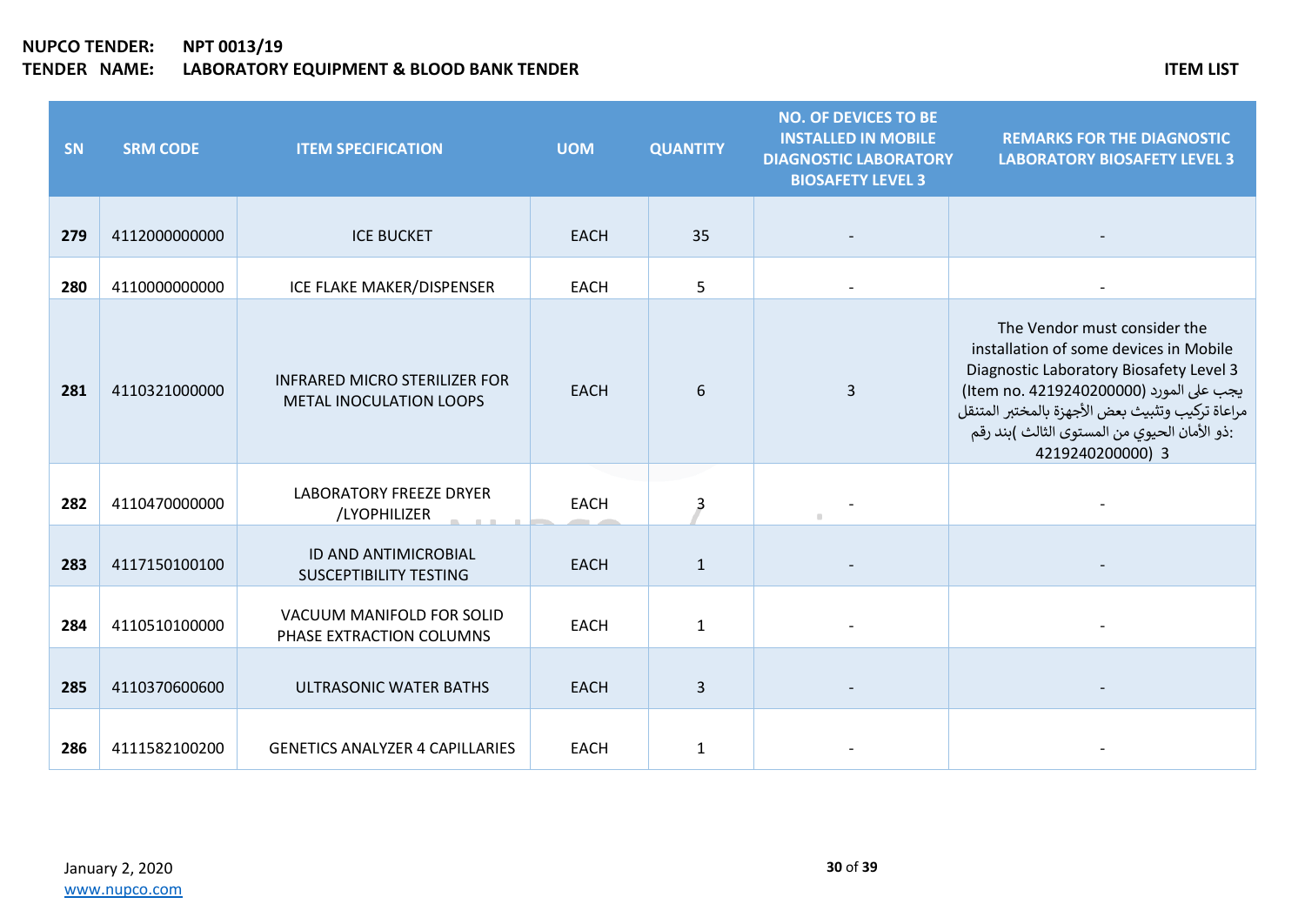**NUPCO TENDER:** NPT 0013/19
**TENDER NAME:** LABORATORY EQUIPMENT & BLOOD BANK TENDER

**ITEM LIST**

| SN | SRM CODE | ITEM SPECIFICATION | UOM | QUANTITY | NO. OF DEVICES TO BE INSTALLED IN MOBILE DIAGNOSTIC LABORATORY BIOSAFETY LEVEL 3 | REMARKS FOR THE DIAGNOSTIC LABORATORY BIOSAFETY LEVEL 3 |
|---|---|---|---|---|---|---|
| 279 | 4112000000000 | ICE BUCKET | EACH | 35 | - | - |
| 280 | 4110000000000 | ICE FLAKE MAKER/DISPENSER | EACH | 5 | - | - |
| 281 | 4110321000000 | INFRARED MICRO STERILIZER FOR METAL INOCULATION LOOPS | EACH | 6 | 3 | The Vendor must consider the installation of some devices in Mobile Diagnostic Laboratory Biosafety Level 3 (Item no. 4219240200000) يجب على المورد مراعاة تركيب وتثبيت بعض الأجهزة بالمختبر المتنقل ذو الأمان الحيوي من المستوى الثالث )بند رقم: 4219240200000) 3 |
| 282 | 4110470000000 | LABORATORY FREEZE DRYER /LYOPHILIZER | EACH | 3 | - | - |
| 283 | 4117150100100 | ID AND ANTIMICROBIAL SUSCEPTIBILITY TESTING | EACH | 1 | - | - |
| 284 | 4110510100000 | VACUUM MANIFOLD FOR SOLID PHASE EXTRACTION COLUMNS | EACH | 1 | - | - |
| 285 | 4110370600600 | ULTRASONIC WATER BATHS | EACH | 3 | - | - |
| 286 | 4111582100200 | GENETICS ANALYZER 4 CAPILLARIES | EACH | 1 | - | - |

January 2, 2020
www.nupco.com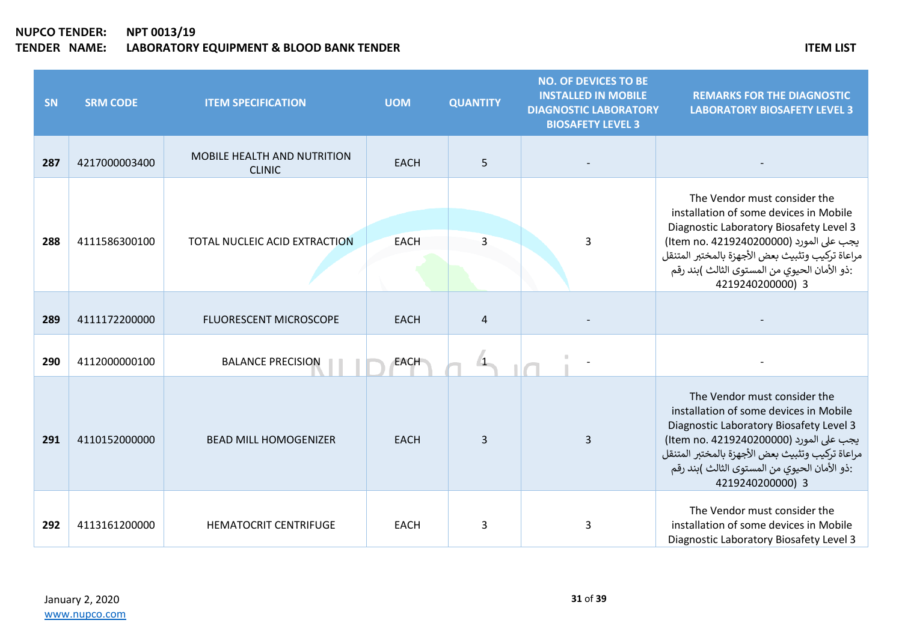**NUPCO TENDER:** NPT 0013/19
**TENDER NAME:** LABORATORY EQUIPMENT & BLOOD BANK TENDER

**ITEM LIST**

| SN | SRM CODE | ITEM SPECIFICATION | UOM | QUANTITY | NO. OF DEVICES TO BE INSTALLED IN MOBILE DIAGNOSTIC LABORATORY BIOSAFETY LEVEL 3 | REMARKS FOR THE DIAGNOSTIC LABORATORY BIOSAFETY LEVEL 3 |
|---|---|---|---|---|---|---|
| 287 | 4217000003400 | MOBILE HEALTH AND NUTRITION CLINIC | EACH | 5 | - | - |
| 288 | 4111586300100 | TOTAL NUCLEIC ACID EXTRACTION | EACH | 3 | 3 | The Vendor must consider the installation of some devices in Mobile Diagnostic Laboratory Biosafety Level 3 (Item no. 4219240200000) يجب على المورد مراعاة تركيب وتثبيت بعض الأجهزة بالمختبر المتنقل ذو الأمان الحيوي من المستوى الثالث )بند رقم: 4219240200000) 3 |
| 289 | 4111172200000 | FLUORESCENT MICROSCOPE | EACH | 4 | - | - |
| 290 | 4112000000100 | BALANCE PRECISION | EACH | 1 | - | - |
| 291 | 4110152000000 | BEAD MILL HOMOGENIZER | EACH | 3 | 3 | The Vendor must consider the installation of some devices in Mobile Diagnostic Laboratory Biosafety Level 3 (Item no. 4219240200000) يجب على المورد مراعاة تركيب وتثبيت بعض الأجهزة بالمختبر المتنقل ذو الأمان الحيوي من المستوى الثالث )بند رقم: 4219240200000) 3 |
| 292 | 4113161200000 | HEMATOCRIT CENTRIFUGE | EACH | 3 | 3 | The Vendor must consider the installation of some devices in Mobile Diagnostic Laboratory Biosafety Level 3 |

January 2, 2020
www.nupco.com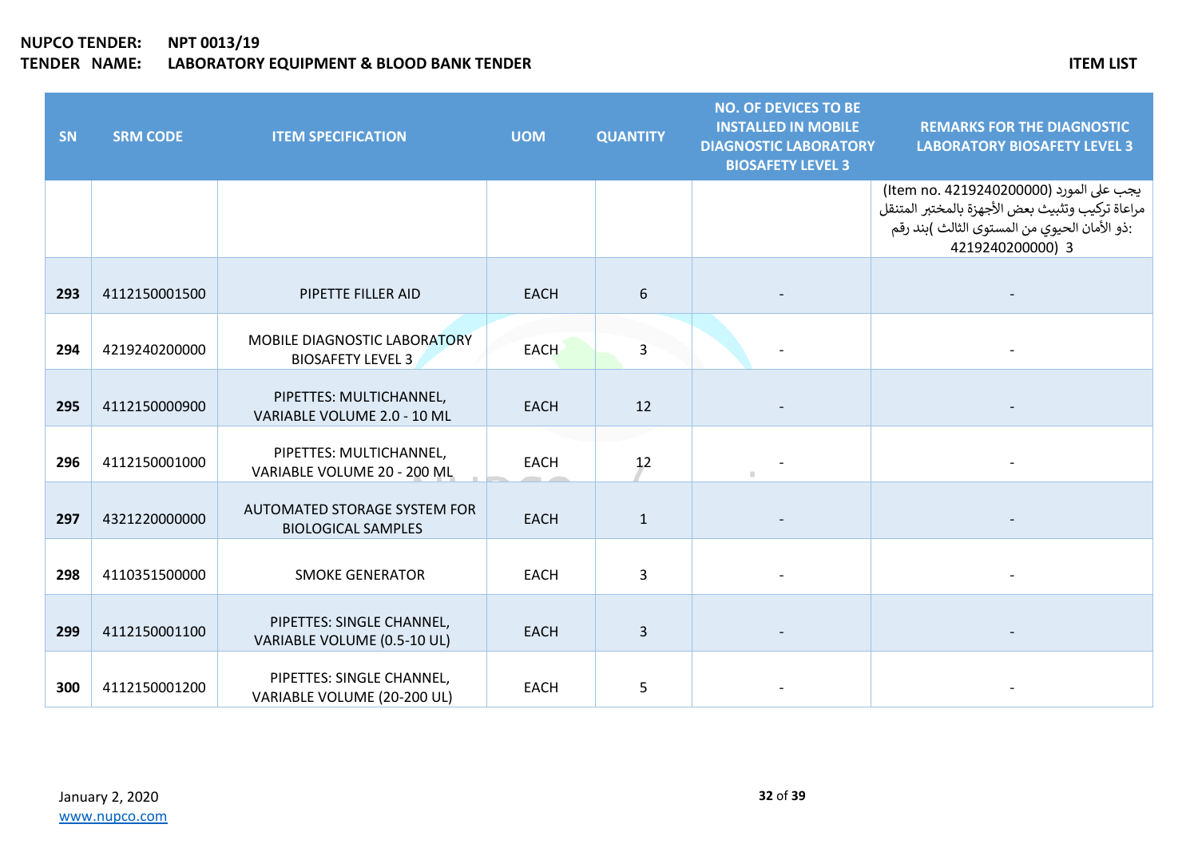| SN | SRM CODE | ITEM SPECIFICATION | UOM | QUANTITY | NO. OF DEVICES TO BE INSTALLED IN MOBILE DIAGNOSTIC LABORATORY BIOSAFETY LEVEL 3 | REMARKS FOR THE DIAGNOSTIC LABORATORY BIOSAFETY LEVEL 3 |
|---|---|---|---|---|---|---|
| | | | | | | يجب على المورد (Item no. 4219240200000) مراعاة تركيب وتثبيث بعض الأجهزة بالمختبر المتنقل ذو الأمان الحيوي من المستوى الثالث )بند رقم: 4219240200000) 3 |
| 293 | 4112150001500 | PIPETTE FILLER AID | EACH | 6 | - | - |
| 294 | 4219240200000 | MOBILE DIAGNOSTIC LABORATORY BIOSAFETY LEVEL 3 | EACH | 3 | - | - |
| 295 | 4112150000900 | PIPETTES: MULTICHANNEL, VARIABLE VOLUME 2.0 - 10 ML | EACH | 12 | - | - |
| 296 | 4112150001000 | PIPETTES: MULTICHANNEL, VARIABLE VOLUME 20 - 200 ML | EACH | 12 | - | - |
| 297 | 4321220000000 | AUTOMATED STORAGE SYSTEM FOR BIOLOGICAL SAMPLES | EACH | 1 | - | - |
| 298 | 4110351500000 | SMOKE GENERATOR | EACH | 3 | - | - |
| 299 | 4112150001100 | PIPETTES: SINGLE CHANNEL, VARIABLE VOLUME (0.5-10 UL) | EACH | 3 | - | - |
| 300 | 4112150001200 | PIPETTES: SINGLE CHANNEL, VARIABLE VOLUME (20-200 UL) | EACH | 5 | - | - |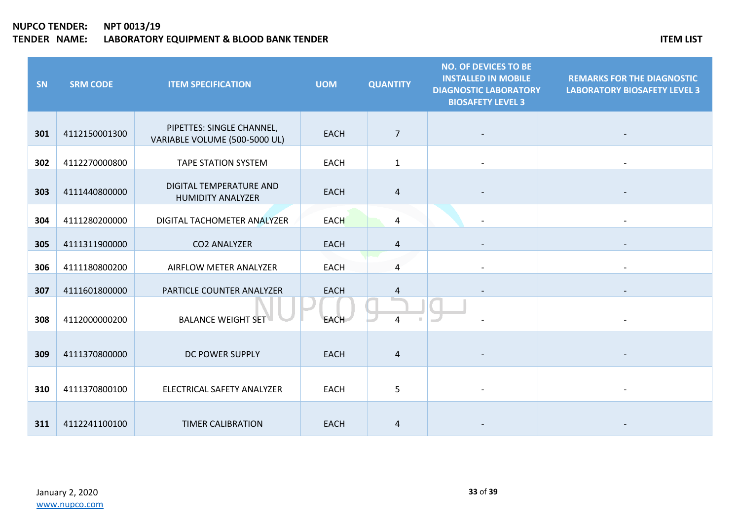**NUPCO TENDER:** NPT 0013/19
**TENDER NAME:** LABORATORY EQUIPMENT & BLOOD BANK TENDER

**ITEM LIST**

| SN | SRM CODE | ITEM SPECIFICATION | UOM | QUANTITY | NO. OF DEVICES TO BE INSTALLED IN MOBILE DIAGNOSTIC LABORATORY BIOSAFETY LEVEL 3 | REMARKS FOR THE DIAGNOSTIC LABORATORY BIOSAFETY LEVEL 3 |
|---|---|---|---|---|---|---|
| **301** | 4112150001300 | PIPETTES: SINGLE CHANNEL, VARIABLE VOLUME (500-5000 UL) | EACH | 7 | - | - |
| **302** | 4112270000800 | TAPE STATION SYSTEM | EACH | 1 | - | - |
| **303** | 4111440800000 | DIGITAL TEMPERATURE AND HUMIDITY ANALYZER | EACH | 4 | - | - |
| **304** | 4111280200000 | DIGITAL TACHOMETER ANALYZER | EACH | 4 | - | - |
| **305** | 4111311900000 | CO2 ANALYZER | EACH | 4 | - | - |
| **306** | 4111180800200 | AIRFLOW METER ANALYZER | EACH | 4 | - | - |
| **307** | 4111601800000 | PARTICLE COUNTER ANALYZER | EACH | 4 | - | - |
| **308** | 4112000000200 | BALANCE WEIGHT SET | EACH | 4 | - | - |
| **309** | 4111370800000 | DC POWER SUPPLY | EACH | 4 | - | - |
| **310** | 4111370800100 | ELECTRICAL SAFETY ANALYZER | EACH | 5 | - | - |
| **311** | 4112241100100 | TIMER CALIBRATION | EACH | 4 | - | - |

January 2, 2020
www.nupco.com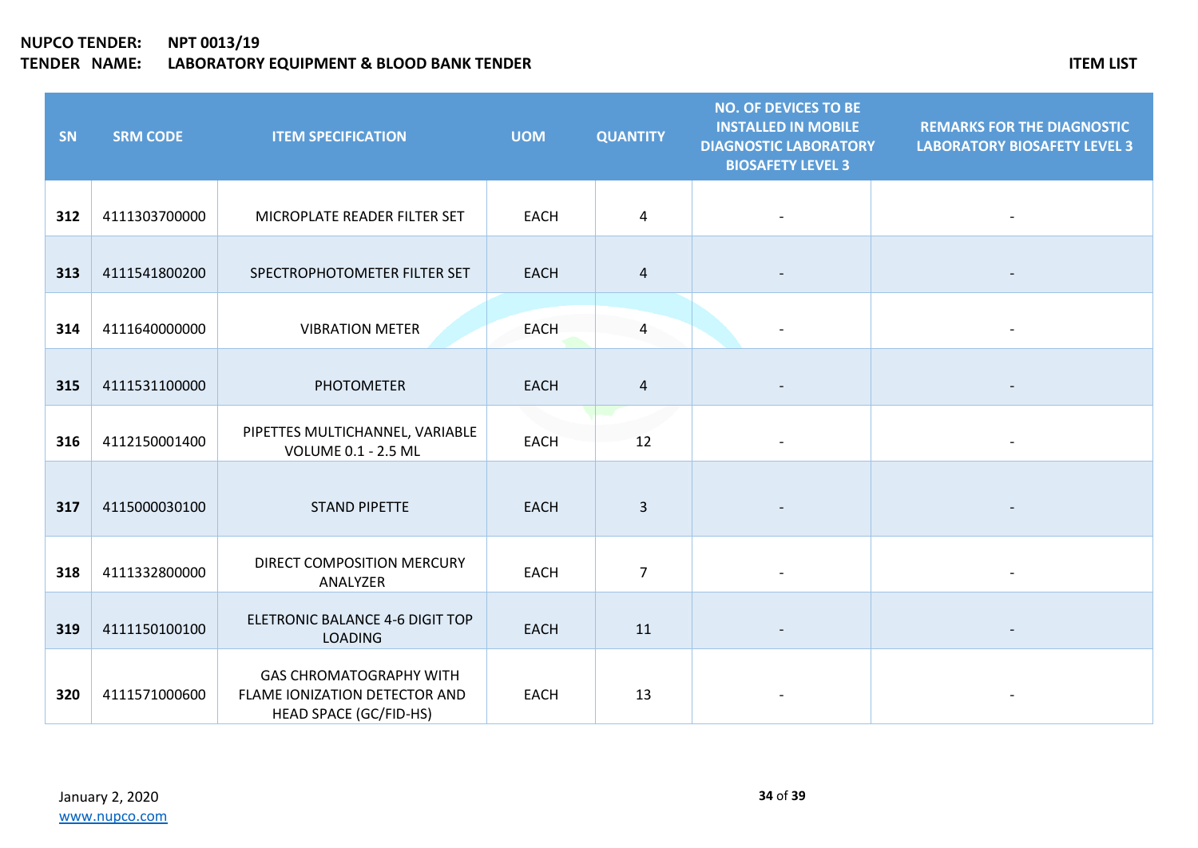**NUPCO TENDER:** **NPT 0013/19**
**TENDER NAME:** **LABORATORY EQUIPMENT & BLOOD BANK TENDER**

**ITEM LIST**

| SN | SRM CODE | ITEM SPECIFICATION | UOM | QUANTITY | NO. OF DEVICES TO BE INSTALLED IN MOBILE DIAGNOSTIC LABORATORY BIOSAFETY LEVEL 3 | REMARKS FOR THE DIAGNOSTIC LABORATORY BIOSAFETY LEVEL 3 |
|---|---|---|---|---|---|---|
| **312** | 4111303700000 | MICROPLATE READER FILTER SET | EACH | 4 | - | - |
| **313** | 4111541800200 | SPECTROPHOTOMETER FILTER SET | EACH | 4 | - | - |
| **314** | 4111640000000 | VIBRATION METER | EACH | 4 | - | - |
| **315** | 4111531100000 | PHOTOMETER | EACH | 4 | - | - |
| **316** | 4112150001400 | PIPETTES MULTICHANNEL, VARIABLE VOLUME 0.1 - 2.5 ML | EACH | 12 | - | - |
| **317** | 4115000030100 | STAND PIPETTE | EACH | 3 | - | - |
| **318** | 4111332800000 | DIRECT COMPOSITION MERCURY ANALYZER | EACH | 7 | - | - |
| **319** | 4111150100100 | ELETRONIC BALANCE 4-6 DIGIT TOP LOADING | EACH | 11 | - | - |
| **320** | 4111571000600 | GAS CHROMATOGRAPHY WITH FLAME IONIZATION DETECTOR AND HEAD SPACE (GC/FID-HS) | EACH | 13 | - | - |

January 2, 2020
www.nupco.com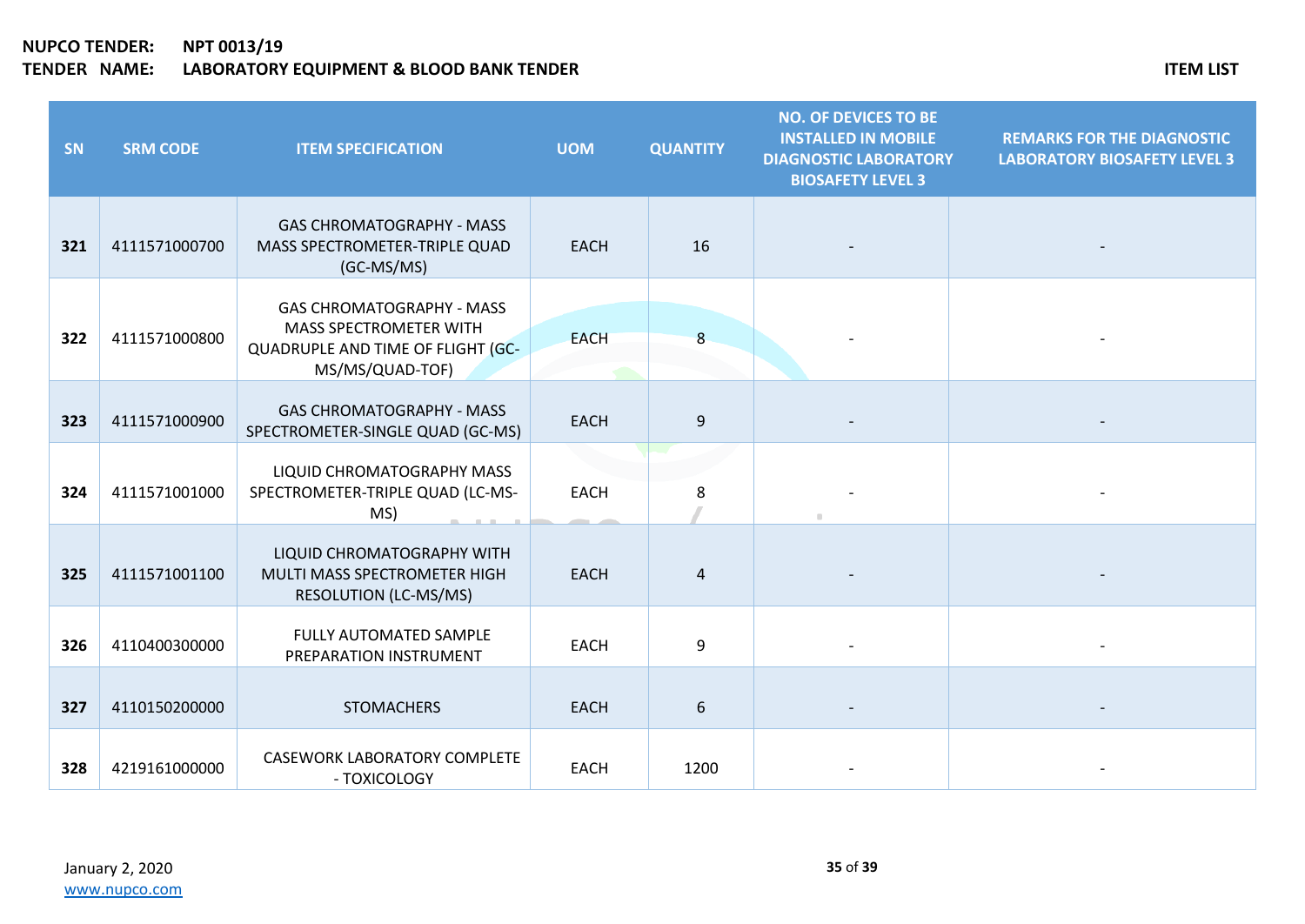**NUPCO TENDER:** **NPT 0013/19**
**TENDER NAME:** **LABORATORY EQUIPMENT & BLOOD BANK TENDER**

**ITEM LIST**

| SN | SRM CODE | ITEM SPECIFICATION | UOM | QUANTITY | NO. OF DEVICES TO BE INSTALLED IN MOBILE DIAGNOSTIC LABORATORY BIOSAFETY LEVEL 3 | REMARKS FOR THE DIAGNOSTIC LABORATORY BIOSAFETY LEVEL 3 |
|---|---|---|---|---|---|---|
| **321** | 4111571000700 | GAS CHROMATOGRAPHY - MASS MASS SPECTROMETER-TRIPLE QUAD (GC-MS/MS) | EACH | 16 | - | - |
| **322** | 4111571000800 | GAS CHROMATOGRAPHY - MASS MASS SPECTROMETER WITH QUADRUPLE AND TIME OF FLIGHT (GC-MS/MS/QUAD-TOF) | EACH | 8 | - | - |
| **323** | 4111571000900 | GAS CHROMATOGRAPHY - MASS SPECTROMETER-SINGLE QUAD (GC-MS) | EACH | 9 | - | - |
| **324** | 4111571001000 | LIQUID CHROMATOGRAPHY MASS SPECTROMETER-TRIPLE QUAD (LC-MS-MS) | EACH | 8 | - | - |
| **325** | 4111571001100 | LIQUID CHROMATOGRAPHY WITH MULTI MASS SPECTROMETER HIGH RESOLUTION (LC-MS/MS) | EACH | 4 | - | - |
| **326** | 4110400300000 | FULLY AUTOMATED SAMPLE PREPARATION INSTRUMENT | EACH | 9 | - | - |
| **327** | 4110150200000 | STOMACHERS | EACH | 6 | - | - |
| **328** | 4219161000000 | CASEWORK LABORATORY COMPLETE - TOXICOLOGY | EACH | 1200 | - | - |

January 2, 2020
www.nupco.com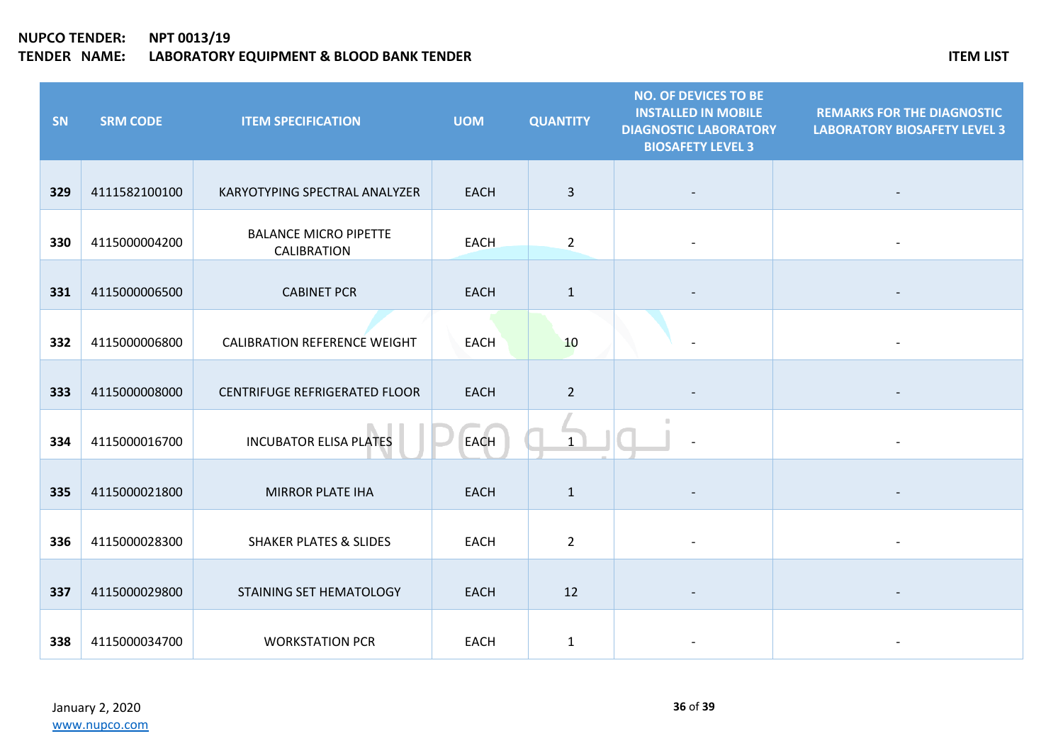**NUPCO TENDER:** **NPT 0013/19**
**TENDER NAME:** **LABORATORY EQUIPMENT & BLOOD BANK TENDER**

**ITEM LIST**

| SN | SRM CODE | ITEM SPECIFICATION | UOM | QUANTITY | NO. OF DEVICES TO BE INSTALLED IN MOBILE DIAGNOSTIC LABORATORY BIOSAFETY LEVEL 3 | REMARKS FOR THE DIAGNOSTIC LABORATORY BIOSAFETY LEVEL 3 |
|---|---|---|---|---|---|---|
| **329** | 4111582100100 | KARYOTYPING SPECTRAL ANALYZER | EACH | 3 | - | - |
| **330** | 4115000004200 | BALANCE MICRO PIPETTE CALIBRATION | EACH | 2 | - | - |
| **331** | 4115000006500 | CABINET PCR | EACH | 1 | - | - |
| **332** | 4115000006800 | CALIBRATION REFERENCE WEIGHT | EACH | 10 | - | - |
| **333** | 4115000008000 | CENTRIFUGE REFRIGERATED FLOOR | EACH | 2 | - | - |
| **334** | 4115000016700 | INCUBATOR ELISA PLATES | EACH | 1 | - | - |
| **335** | 4115000021800 | MIRROR PLATE IHA | EACH | 1 | - | - |
| **336** | 4115000028300 | SHAKER PLATES & SLIDES | EACH | 2 | - | - |
| **337** | 4115000029800 | STAINING SET HEMATOLOGY | EACH | 12 | - | - |
| **338** | 4115000034700 | WORKSTATION PCR | EACH | 1 | - | - |

January 2, 2020
www.nupco.com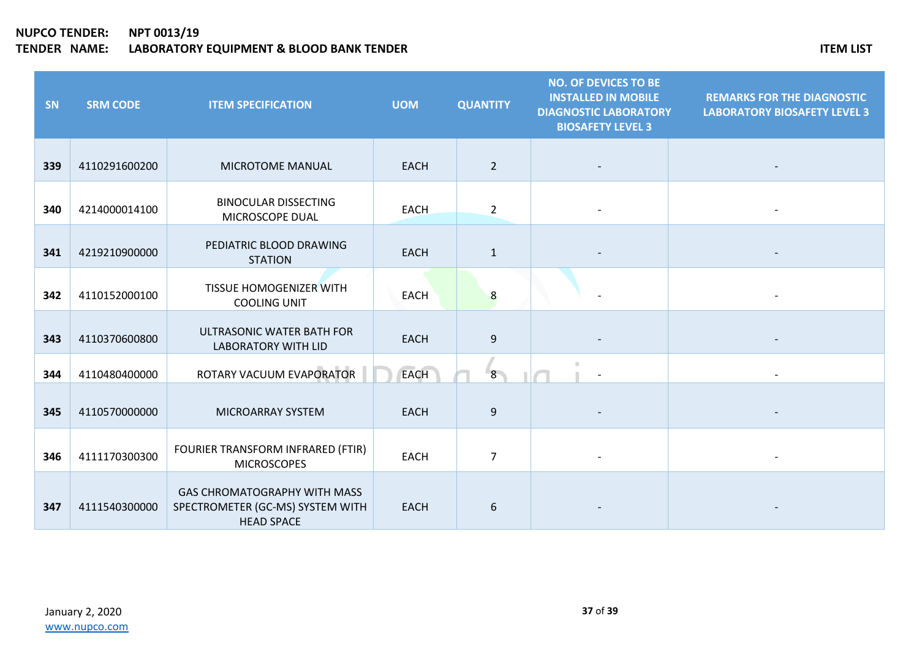**NUPCO TENDER:** **NPT 0013/19**
**TENDER NAME:** **LABORATORY EQUIPMENT & BLOOD BANK TENDER**

**ITEM LIST**

| SN | SRM CODE | ITEM SPECIFICATION | UOM | QUANTITY | NO. OF DEVICES TO BE INSTALLED IN MOBILE DIAGNOSTIC LABORATORY BIOSAFETY LEVEL 3 | REMARKS FOR THE DIAGNOSTIC LABORATORY BIOSAFETY LEVEL 3 |
|---|---|---|---|---|---|---|
| **339** | 4110291600200 | MICROTOME MANUAL | EACH | 2 | - | - |
| **340** | 4214000014100 | BINOCULAR DISSECTING MICROSCOPE DUAL | EACH | 2 | - | - |
| **341** | 4219210900000 | PEDIATRIC BLOOD DRAWING STATION | EACH | 1 | - | - |
| **342** | 4110152000100 | TISSUE HOMOGENIZER WITH COOLING UNIT | EACH | 8 | - | - |
| **343** | 4110370600800 | ULTRASONIC WATER BATH FOR LABORATORY WITH LID | EACH | 9 | - | - |
| **344** | 4110480400000 | ROTARY VACUUM EVAPORATOR | EACH | 8 | - | - |
| **345** | 4110570000000 | MICROARRAY SYSTEM | EACH | 9 | - | - |
| **346** | 4111170300300 | FOURIER TRANSFORM INFRARED (FTIR) MICROSCOPES | EACH | 7 | - | - |
| **347** | 4111540300000 | GAS CHROMATOGRAPHY WITH MASS SPECTROMETER (GC-MS) SYSTEM WITH HEAD SPACE | EACH | 6 | - | - |

January 2, 2020
www.nupco.com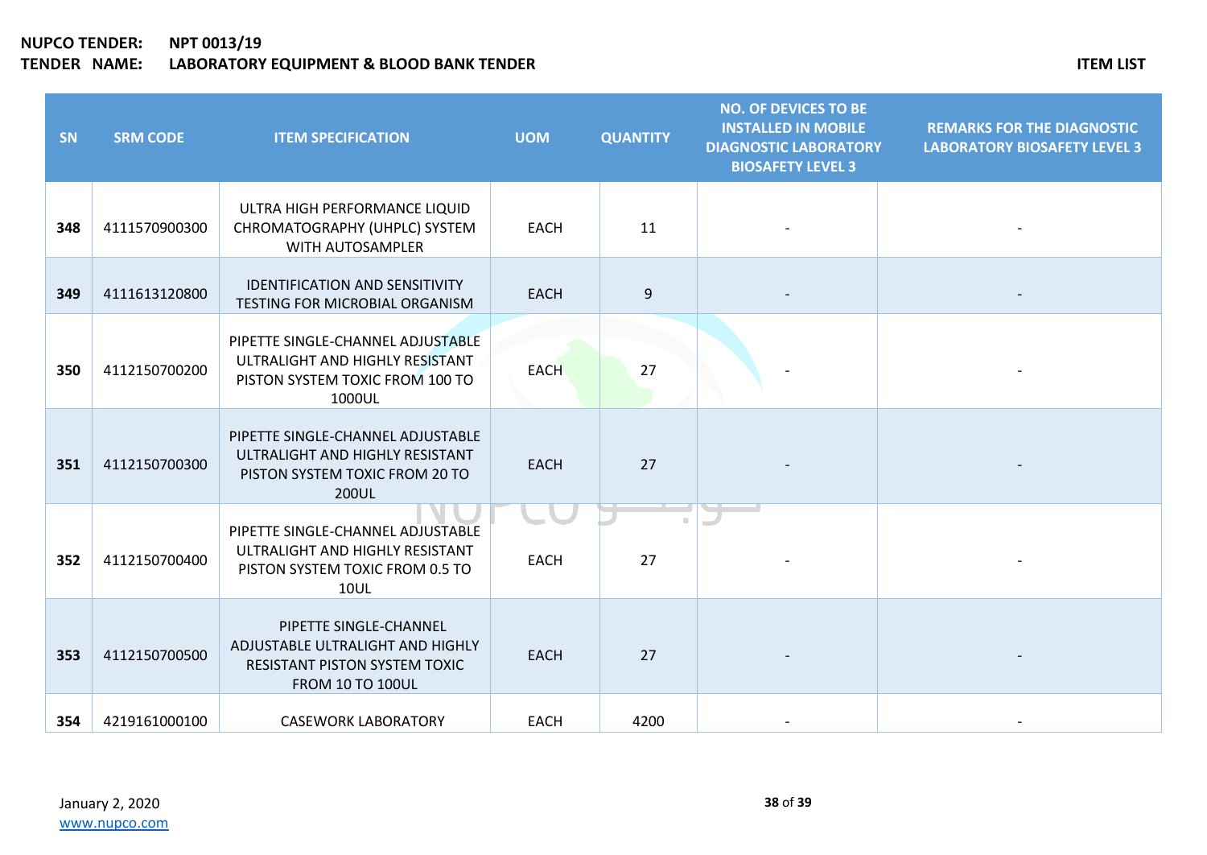| SN | SRM CODE | ITEM SPECIFICATION | UOM | QUANTITY | NO. OF DEVICES TO BE INSTALLED IN MOBILE DIAGNOSTIC LABORATORY BIOSAFETY LEVEL 3 | REMARKS FOR THE DIAGNOSTIC LABORATORY BIOSAFETY LEVEL 3 |
|---|---|---|---|---|---|---|
| **348** | 4111570900300 | ULTRA HIGH PERFORMANCE LIQUID CHROMATOGRAPHY (UHPLC) SYSTEM WITH AUTOSAMPLER | EACH | 11 | - | - |
| **349** | 4111613120800 | IDENTIFICATION AND SENSITIVITY TESTING FOR MICROBIAL ORGANISM | EACH | 9 | - | - |
| **350** | 4112150700200 | PIPETTE SINGLE-CHANNEL ADJUSTABLE ULTRALIGHT AND HIGHLY RESISTANT PISTON SYSTEM TOXIC FROM 100 TO 1000UL | EACH | 27 | - | - |
| **351** | 4112150700300 | PIPETTE SINGLE-CHANNEL ADJUSTABLE ULTRALIGHT AND HIGHLY RESISTANT PISTON SYSTEM TOXIC FROM 20 TO 200UL | EACH | 27 | - | - |
| **352** | 4112150700400 | PIPETTE SINGLE-CHANNEL ADJUSTABLE ULTRALIGHT AND HIGHLY RESISTANT PISTON SYSTEM TOXIC FROM 0.5 TO 10UL | EACH | 27 | - | - |
| **353** | 4112150700500 | PIPETTE SINGLE-CHANNEL ADJUSTABLE ULTRALIGHT AND HIGHLY RESISTANT PISTON SYSTEM TOXIC FROM 10 TO 100UL | EACH | 27 | - | - |
| **354** | 4219161000100 | CASEWORK LABORATORY | EACH | 4200 | - | - |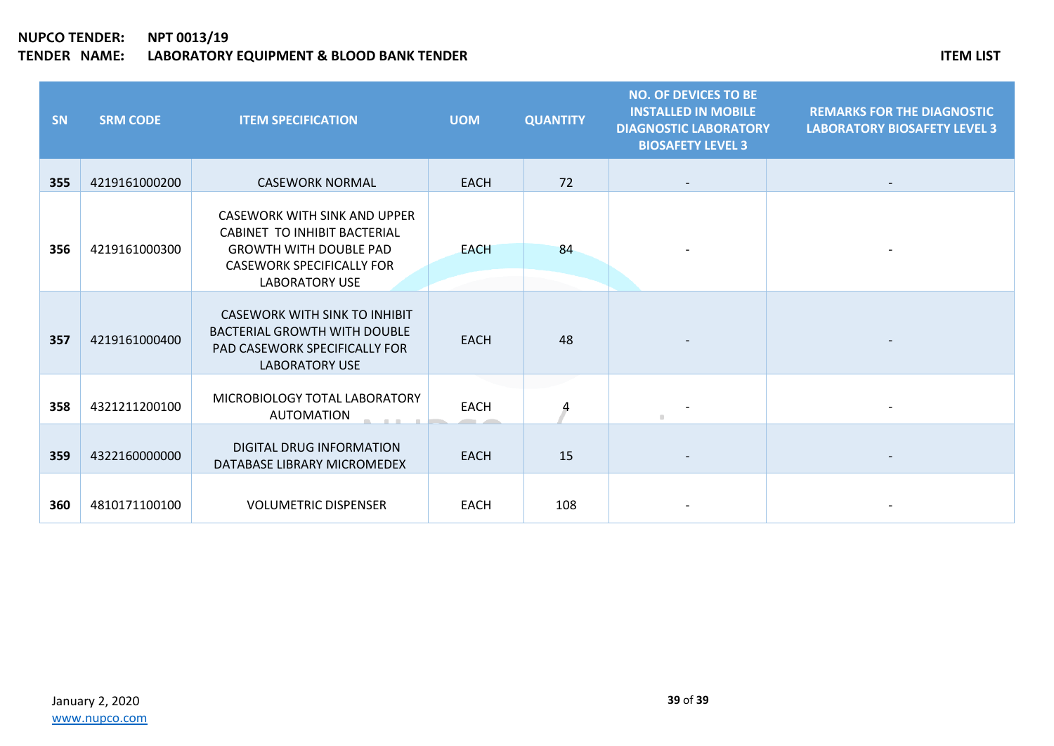**NUPCO TENDER:** NPT 0013/19
**TENDER NAME:** LABORATORY EQUIPMENT & BLOOD BANK TENDER

**ITEM LIST**

| SN | SRM CODE | ITEM SPECIFICATION | UOM | QUANTITY | NO. OF DEVICES TO BE INSTALLED IN MOBILE DIAGNOSTIC LABORATORY BIOSAFETY LEVEL 3 | REMARKS FOR THE DIAGNOSTIC LABORATORY BIOSAFETY LEVEL 3 |
|---|---|---|---|---|---|---|
| **355** | 4219161000200 | CASEWORK NORMAL | EACH | 72 | - | - |
| **356** | 4219161000300 | CASEWORK WITH SINK AND UPPER CABINET TO INHIBIT BACTERIAL GROWTH WITH DOUBLE PAD CASEWORK SPECIFICALLY FOR LABORATORY USE | EACH | 84 | - | - |
| **357** | 4219161000400 | CASEWORK WITH SINK TO INHIBIT BACTERIAL GROWTH WITH DOUBLE PAD CASEWORK SPECIFICALLY FOR LABORATORY USE | EACH | 48 | - | - |
| **358** | 4321211200100 | MICROBIOLOGY TOTAL LABORATORY AUTOMATION | EACH | 4 | - | - |
| **359** | 4322160000000 | DIGITAL DRUG INFORMATION DATABASE LIBRARY MICROMEDEX | EACH | 15 | - | - |
| **360** | 4810171100100 | VOLUMETRIC DISPENSER | EACH | 108 | - | - |

January 2, 2020
www.nupco.com